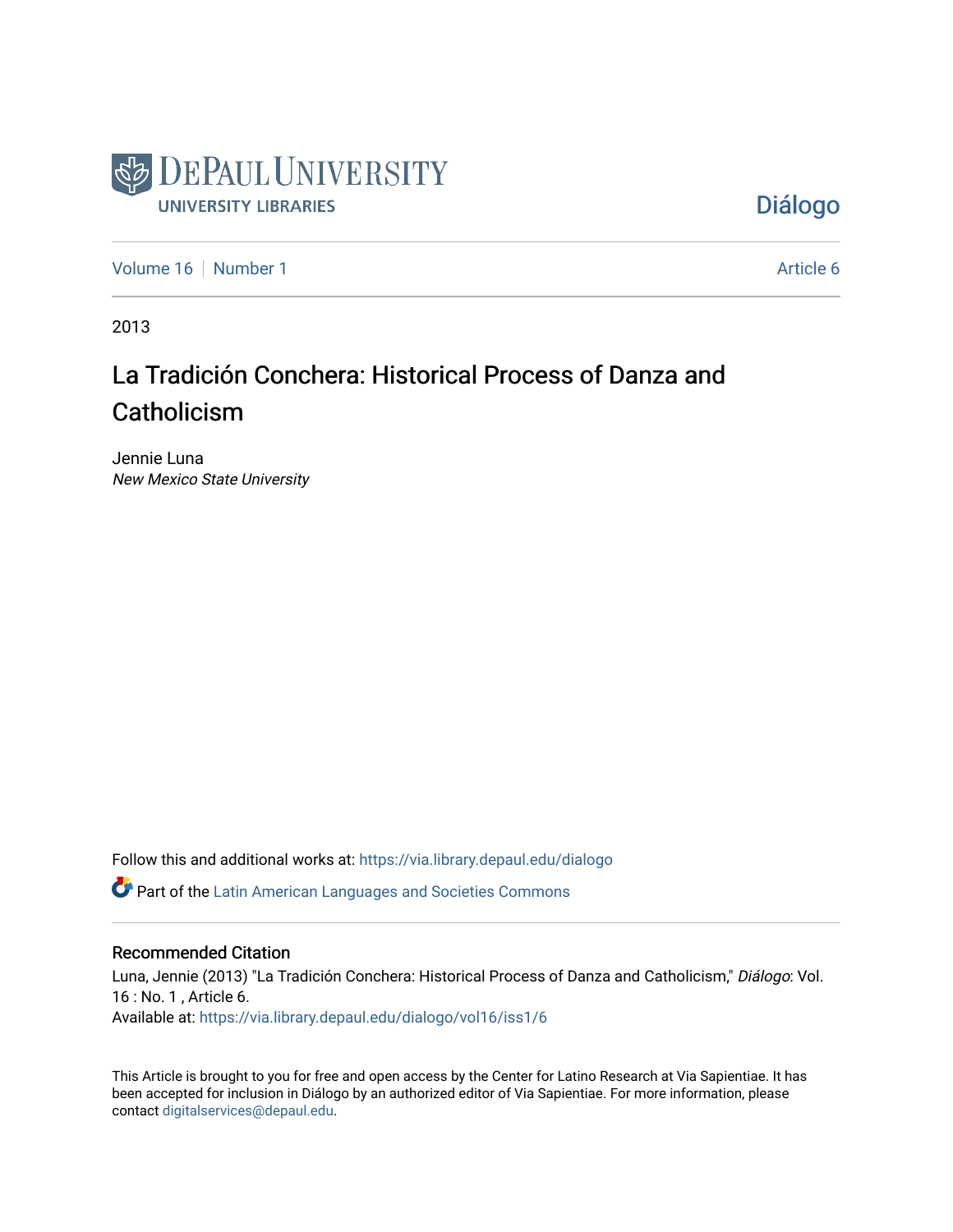DePaul University

University Libraries

Diálogo

Volume 16 | Number 1

Article 6

2013

# La Tradición Conchera: Historical Process of Danza and Catholicism

Jennie Luna

*New Mexico State University*

Follow this and additional works at: https://via.library.depaul.edu/dialogo

Part of the Latin American Languages and Societies Commons

## Recommended Citation

Luna, Jennie (2013) "La Tradición Conchera: Historical Process of Danza and Catholicism," *Diálogo*: Vol. 16 : No. 1 , Article 6.

Available at: https://via.library.depaul.edu/dialogo/vol16/iss1/6

This Article is brought to you for free and open access by the Center for Latino Research at Via Sapientiae. It has been accepted for inclusion in Diálogo by an authorized editor of Via Sapientiae. For more information, please contact digitalservices@depaul.edu.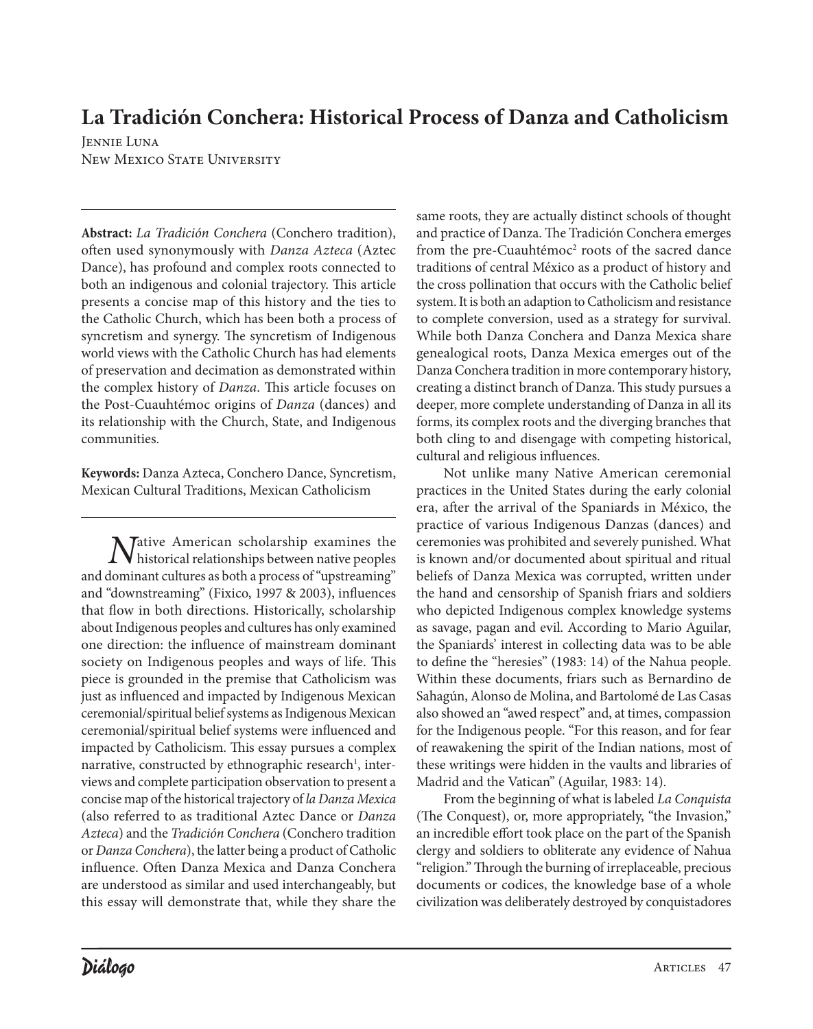# La Tradición Conchera: Historical Process of Danza and Catholicism

Jennie Luna
New Mexico State University

**Abstract:** *La Tradición Conchera* (Conchero tradition), often used synonymously with *Danza Azteca* (Aztec Dance), has profound and complex roots connected to both an indigenous and colonial trajectory. This article presents a concise map of this history and the ties to the Catholic Church, which has been both a process of syncretism and synergy. The syncretism of Indigenous world views with the Catholic Church has had elements of preservation and decimation as demonstrated within the complex history of *Danza*. This article focuses on the Post-Cuauhtémoc origins of *Danza* (dances) and its relationship with the Church, State, and Indigenous communities.

**Keywords:** Danza Azteca, Conchero Dance, Syncretism, Mexican Cultural Traditions, Mexican Catholicism

Native American scholarship examines the historical relationships between native peoples and dominant cultures as both a process of "upstreaming" and "downstreaming" (Fixico, 1997 & 2003), influences that flow in both directions. Historically, scholarship about Indigenous peoples and cultures has only examined one direction: the influence of mainstream dominant society on Indigenous peoples and ways of life. This piece is grounded in the premise that Catholicism was just as influenced and impacted by Indigenous Mexican ceremonial/spiritual belief systems as Indigenous Mexican ceremonial/spiritual belief systems were influenced and impacted by Catholicism. This essay pursues a complex narrative, constructed by ethnographic research[1], interviews and complete participation observation to present a concise map of the historical trajectory of *la Danza Mexica* (also referred to as traditional Aztec Dance or *Danza Azteca*) and the *Tradición Conchera* (Conchero tradition or *Danza Conchera*), the latter being a product of Catholic influence. Often Danza Mexica and Danza Conchera are understood as similar and used interchangeably, but this essay will demonstrate that, while they share the same roots, they are actually distinct schools of thought and practice of Danza. The Tradición Conchera emerges from the pre-Cuauhtémoc[2] roots of the sacred dance traditions of central México as a product of history and the cross pollination that occurs with the Catholic belief system. It is both an adaption to Catholicism and resistance to complete conversion, used as a strategy for survival. While both Danza Conchera and Danza Mexica share genealogical roots, Danza Mexica emerges out of the Danza Conchera tradition in more contemporary history, creating a distinct branch of Danza. This study pursues a deeper, more complete understanding of Danza in all its forms, its complex roots and the diverging branches that both cling to and disengage with competing historical, cultural and religious influences.

Not unlike many Native American ceremonial practices in the United States during the early colonial era, after the arrival of the Spaniards in México, the practice of various Indigenous Danzas (dances) and ceremonies was prohibited and severely punished. What is known and/or documented about spiritual and ritual beliefs of Danza Mexica was corrupted, written under the hand and censorship of Spanish friars and soldiers who depicted Indigenous complex knowledge systems as savage, pagan and evil. According to Mario Aguilar, the Spaniards' interest in collecting data was to be able to define the "heresies" (1983: 14) of the Nahua people. Within these documents, friars such as Bernardino de Sahagún, Alonso de Molina, and Bartolomé de Las Casas also showed an "awed respect" and, at times, compassion for the Indigenous people. "For this reason, and for fear of reawakening the spirit of the Indian nations, most of these writings were hidden in the vaults and libraries of Madrid and the Vatican" (Aguilar, 1983: 14).

From the beginning of what is labeled *La Conquista* (The Conquest), or, more appropriately, "the Invasion," an incredible effort took place on the part of the Spanish clergy and soldiers to obliterate any evidence of Nahua "religion." Through the burning of irreplaceable, precious documents or codices, the knowledge base of a whole civilization was deliberately destroyed by conquistadores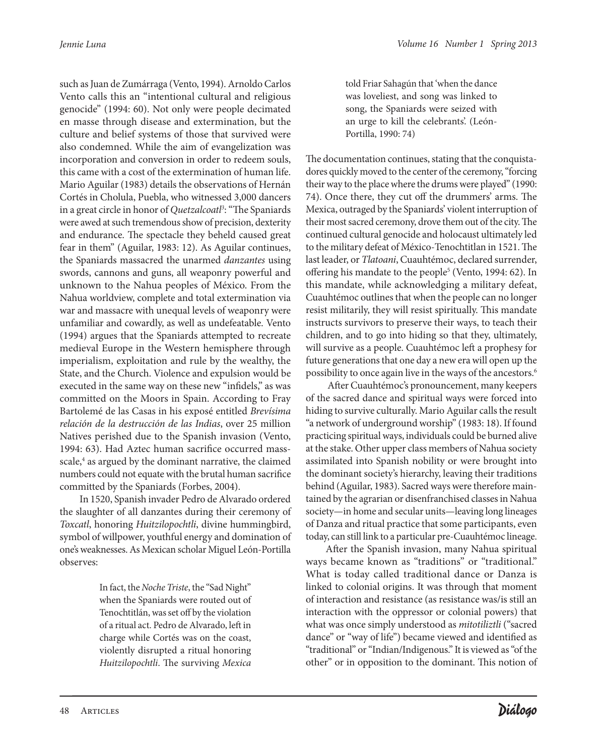such as Juan de Zumárraga (Vento, 1994). Arnoldo Carlos Vento calls this an "intentional cultural and religious genocide" (1994: 60). Not only were people decimated en masse through disease and extermination, but the culture and belief systems of those that survived were also condemned. While the aim of evangelization was incorporation and conversion in order to redeem souls, this came with a cost of the extermination of human life. Mario Aguilar (1983) details the observations of Hernán Cortés in Cholula, Puebla, who witnessed 3,000 dancers in a great circle in honor of *Quetzalcoatl*[3]: "The Spaniards were awed at such tremendous show of precision, dexterity and endurance. The spectacle they beheld caused great fear in them" (Aguilar, 1983: 12). As Aguilar continues, the Spaniards massacred the unarmed *danzantes* using swords, cannons and guns, all weaponry powerful and unknown to the Nahua peoples of México. From the Nahua worldview, complete and total extermination via war and massacre with unequal levels of weaponry were unfamiliar and cowardly, as well as undefeatable. Vento (1994) argues that the Spaniards attempted to recreate medieval Europe in the Western hemisphere through imperialism, exploitation and rule by the wealthy, the State, and the Church. Violence and expulsion would be executed in the same way on these new "infidels," as was committed on the Moors in Spain. According to Fray Bartolemé de las Casas in his exposé entitled *Brevísima relación de la destrucción de las Indias*, over 25 million Natives perished due to the Spanish invasion (Vento, 1994: 63). Had Aztec human sacrifice occurred mass-scale,[4] as argued by the dominant narrative, the claimed numbers could not equate with the brutal human sacrifice committed by the Spaniards (Forbes, 2004).

In 1520, Spanish invader Pedro de Alvarado ordered the slaughter of all danzantes during their ceremony of *Toxcatl*, honoring *Huitzilopochtli*, divine hummingbird, symbol of willpower, youthful energy and domination of one's weaknesses. As Mexican scholar Miguel León-Portilla observes:

> In fact, the *Noche Triste*, the "Sad Night" when the Spaniards were routed out of Tenochtitlán, was set off by the violation of a ritual act. Pedro de Alvarado, left in charge while Cortés was on the coast, violently disrupted a ritual honoring *Huitzilopochtli*. The surviving *Mexica* told Friar Sahagún that 'when the dance was loveliest, and song was linked to song, the Spaniards were seized with an urge to kill the celebrants'. (León-Portilla, 1990: 74)

The documentation continues, stating that the conquistadores quickly moved to the center of the ceremony, "forcing their way to the place where the drums were played" (1990: 74). Once there, they cut off the drummers' arms. The Mexica, outraged by the Spaniards' violent interruption of their most sacred ceremony, drove them out of the city. The continued cultural genocide and holocaust ultimately led to the military defeat of México-Tenochtitlan in 1521. The last leader, or *Tlatoani*, Cuauhtémoc, declared surrender, offering his mandate to the people[5] (Vento, 1994: 62). In this mandate, while acknowledging a military defeat, Cuauhtémoc outlines that when the people can no longer resist militarily, they will resist spiritually. This mandate instructs survivors to preserve their ways, to teach their children, and to go into hiding so that they, ultimately, will survive as a people. Cuauhtémoc left a prophesy for future generations that one day a new era will open up the possibility to once again live in the ways of the ancestors.[6]

After Cuauhtémoc's pronouncement, many keepers of the sacred dance and spiritual ways were forced into hiding to survive culturally. Mario Aguilar calls the result "a network of underground worship" (1983: 18). If found practicing spiritual ways, individuals could be burned alive at the stake. Other upper class members of Nahua society assimilated into Spanish nobility or were brought into the dominant society's hierarchy, leaving their traditions behind (Aguilar, 1983). Sacred ways were therefore maintained by the agrarian or disenfranchised classes in Nahua society—in home and secular units—leaving long lineages of Danza and ritual practice that some participants, even today, can still link to a particular pre-Cuauhtémoc lineage.

After the Spanish invasion, many Nahua spiritual ways became known as "traditions" or "traditional." What is today called traditional dance or Danza is linked to colonial origins. It was through that moment of interaction and resistance (as resistance was/is still an interaction with the oppressor or colonial powers) that what was once simply understood as *mitotiliztli* ("sacred dance" or "way of life") became viewed and identified as "traditional" or "Indian/Indigenous." It is viewed as "of the other" or in opposition to the dominant. This notion of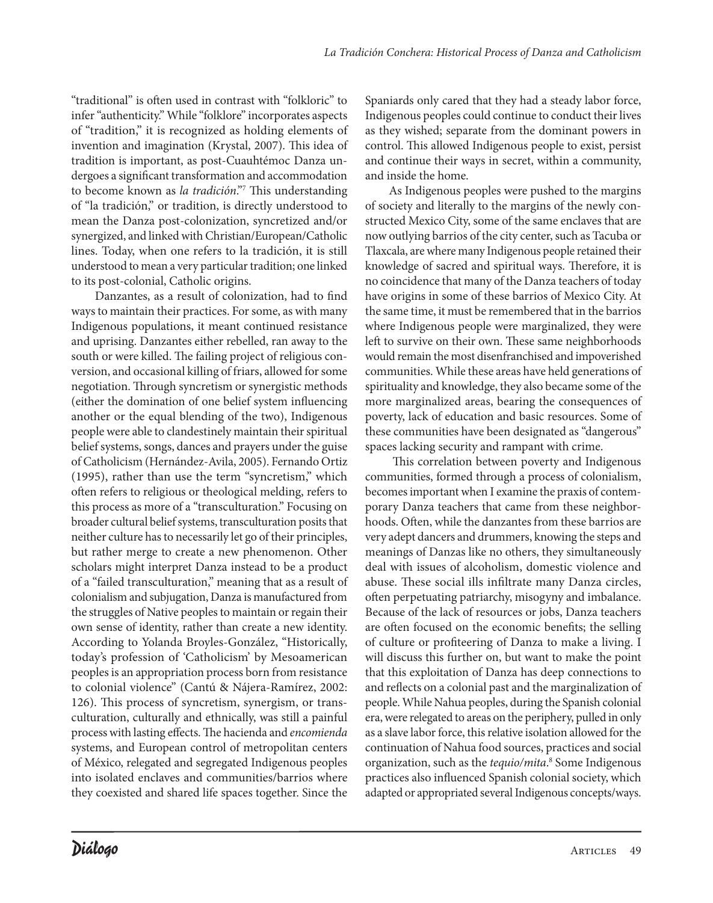"traditional" is often used in contrast with "folkloric" to infer "authenticity." While "folklore" incorporates aspects of "tradition," it is recognized as holding elements of invention and imagination (Krystal, 2007). This idea of tradition is important, as post-Cuauhtémoc Danza undergoes a significant transformation and accommodation to become known as *la tradición*."[7] This understanding of "la tradición," or tradition, is directly understood to mean the Danza post-colonization, syncretized and/or synergized, and linked with Christian/European/Catholic lines. Today, when one refers to la tradición, it is still understood to mean a very particular tradition; one linked to its post-colonial, Catholic origins.

Danzantes, as a result of colonization, had to find ways to maintain their practices. For some, as with many Indigenous populations, it meant continued resistance and uprising. Danzantes either rebelled, ran away to the south or were killed. The failing project of religious conversion, and occasional killing of friars, allowed for some negotiation. Through syncretism or synergistic methods (either the domination of one belief system influencing another or the equal blending of the two), Indigenous people were able to clandestinely maintain their spiritual belief systems, songs, dances and prayers under the guise of Catholicism (Hernández-Avila, 2005). Fernando Ortiz (1995), rather than use the term "syncretism," which often refers to religious or theological melding, refers to this process as more of a "transculturation." Focusing on broader cultural belief systems, transculturation posits that neither culture has to necessarily let go of their principles, but rather merge to create a new phenomenon. Other scholars might interpret Danza instead to be a product of a "failed transculturation," meaning that as a result of colonialism and subjugation, Danza is manufactured from the struggles of Native peoples to maintain or regain their own sense of identity, rather than create a new identity. According to Yolanda Broyles-González, "Historically, today's profession of 'Catholicism' by Mesoamerican peoples is an appropriation process born from resistance to colonial violence" (Cantú & Nájera-Ramírez, 2002: 126). This process of syncretism, synergism, or transculturation, culturally and ethnically, was still a painful process with lasting effects. The hacienda and *encomienda* systems, and European control of metropolitan centers of México, relegated and segregated Indigenous peoples into isolated enclaves and communities/barrios where they coexisted and shared life spaces together. Since the Spaniards only cared that they had a steady labor force, Indigenous peoples could continue to conduct their lives as they wished; separate from the dominant powers in control. This allowed Indigenous people to exist, persist and continue their ways in secret, within a community, and inside the home.

As Indigenous peoples were pushed to the margins of society and literally to the margins of the newly constructed Mexico City, some of the same enclaves that are now outlying barrios of the city center, such as Tacuba or Tlaxcala, are where many Indigenous people retained their knowledge of sacred and spiritual ways. Therefore, it is no coincidence that many of the Danza teachers of today have origins in some of these barrios of Mexico City. At the same time, it must be remembered that in the barrios where Indigenous people were marginalized, they were left to survive on their own. These same neighborhoods would remain the most disenfranchised and impoverished communities. While these areas have held generations of spirituality and knowledge, they also became some of the more marginalized areas, bearing the consequences of poverty, lack of education and basic resources. Some of these communities have been designated as "dangerous" spaces lacking security and rampant with crime.

This correlation between poverty and Indigenous communities, formed through a process of colonialism, becomes important when I examine the praxis of contemporary Danza teachers that came from these neighborhoods. Often, while the danzantes from these barrios are very adept dancers and drummers, knowing the steps and meanings of Danzas like no others, they simultaneously deal with issues of alcoholism, domestic violence and abuse. These social ills infiltrate many Danza circles, often perpetuating patriarchy, misogyny and imbalance. Because of the lack of resources or jobs, Danza teachers are often focused on the economic benefits; the selling of culture or profiteering of Danza to make a living. I will discuss this further on, but want to make the point that this exploitation of Danza has deep connections to and reflects on a colonial past and the marginalization of people. While Nahua peoples, during the Spanish colonial era, were relegated to areas on the periphery, pulled in only as a slave labor force, this relative isolation allowed for the continuation of Nahua food sources, practices and social organization, such as the *tequio/mita*.[8] Some Indigenous practices also influenced Spanish colonial society, which adapted or appropriated several Indigenous concepts/ways.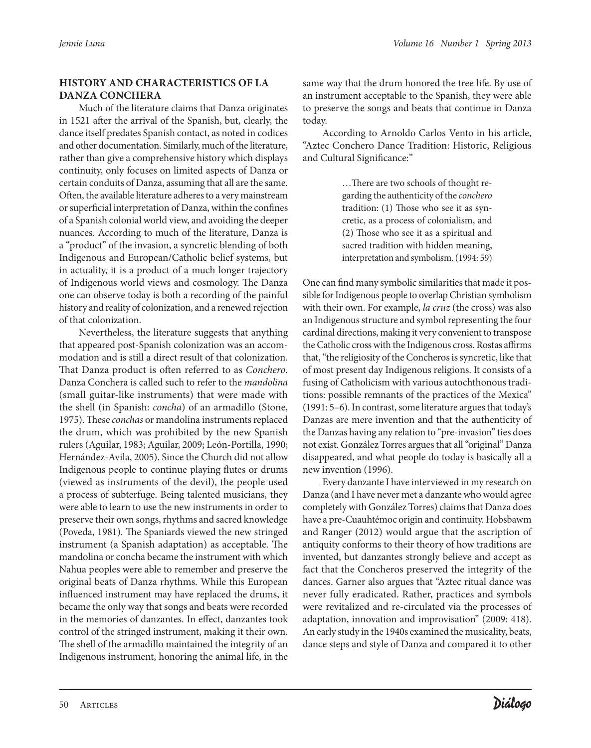## HISTORY AND CHARACTERISTICS OF LA DANZA CONCHERA

Much of the literature claims that Danza originates in 1521 after the arrival of the Spanish, but, clearly, the dance itself predates Spanish contact, as noted in codices and other documentation. Similarly, much of the literature, rather than give a comprehensive history which displays continuity, only focuses on limited aspects of Danza or certain conduits of Danza, assuming that all are the same. Often, the available literature adheres to a very mainstream or superficial interpretation of Danza, within the confines of a Spanish colonial world view, and avoiding the deeper nuances. According to much of the literature, Danza is a "product" of the invasion, a syncretic blending of both Indigenous and European/Catholic belief systems, but in actuality, it is a product of a much longer trajectory of Indigenous world views and cosmology. The Danza one can observe today is both a recording of the painful history and reality of colonization, and a renewed rejection of that colonization.

Nevertheless, the literature suggests that anything that appeared post-Spanish colonization was an accommodation and is still a direct result of that colonization. That Danza product is often referred to as *Conchero*. Danza Conchera is called such to refer to the *mandolina* (small guitar-like instruments) that were made with the shell (in Spanish: *concha*) of an armadillo (Stone, 1975). These *conchas* or mandolina instruments replaced the drum, which was prohibited by the new Spanish rulers (Aguilar, 1983; Aguilar, 2009; León-Portilla, 1990; Hernández-Avila, 2005). Since the Church did not allow Indigenous people to continue playing flutes or drums (viewed as instruments of the devil), the people used a process of subterfuge. Being talented musicians, they were able to learn to use the new instruments in order to preserve their own songs, rhythms and sacred knowledge (Poveda, 1981). The Spaniards viewed the new stringed instrument (a Spanish adaptation) as acceptable. The mandolina or concha became the instrument with which Nahua peoples were able to remember and preserve the original beats of Danza rhythms. While this European influenced instrument may have replaced the drums, it became the only way that songs and beats were recorded in the memories of danzantes. In effect, danzantes took control of the stringed instrument, making it their own. The shell of the armadillo maintained the integrity of an Indigenous instrument, honoring the animal life, in the same way that the drum honored the tree life. By use of an instrument acceptable to the Spanish, they were able to preserve the songs and beats that continue in Danza today.

According to Arnoldo Carlos Vento in his article, "Aztec Conchero Dance Tradition: Historic, Religious and Cultural Significance:"

> …There are two schools of thought regarding the authenticity of the *conchero* tradition: (1) Those who see it as syncretic, as a process of colonialism, and (2) Those who see it as a spiritual and sacred tradition with hidden meaning, interpretation and symbolism. (1994: 59)

One can find many symbolic similarities that made it possible for Indigenous people to overlap Christian symbolism with their own. For example, *la cruz* (the cross) was also an Indigenous structure and symbol representing the four cardinal directions, making it very convenient to transpose the Catholic cross with the Indigenous cross. Rostas affirms that, "the religiosity of the Concheros is syncretic, like that of most present day Indigenous religions. It consists of a fusing of Catholicism with various autochthonous traditions: possible remnants of the practices of the Mexica" (1991: 5–6). In contrast, some literature argues that today's Danzas are mere invention and that the authenticity of the Danzas having any relation to "pre-invasion" ties does not exist. González Torres argues that all "original" Danza disappeared, and what people do today is basically all a new invention (1996).

Every danzante I have interviewed in my research on Danza (and I have never met a danzante who would agree completely with González Torres) claims that Danza does have a pre-Cuauhtémoc origin and continuity. Hobsbawm and Ranger (2012) would argue that the ascription of antiquity conforms to their theory of how traditions are invented, but danzantes strongly believe and accept as fact that the Concheros preserved the integrity of the dances. Garner also argues that "Aztec ritual dance was never fully eradicated. Rather, practices and symbols were revitalized and re-circulated via the processes of adaptation, innovation and improvisation" (2009: 418). An early study in the 1940s examined the musicality, beats, dance steps and style of Danza and compared it to other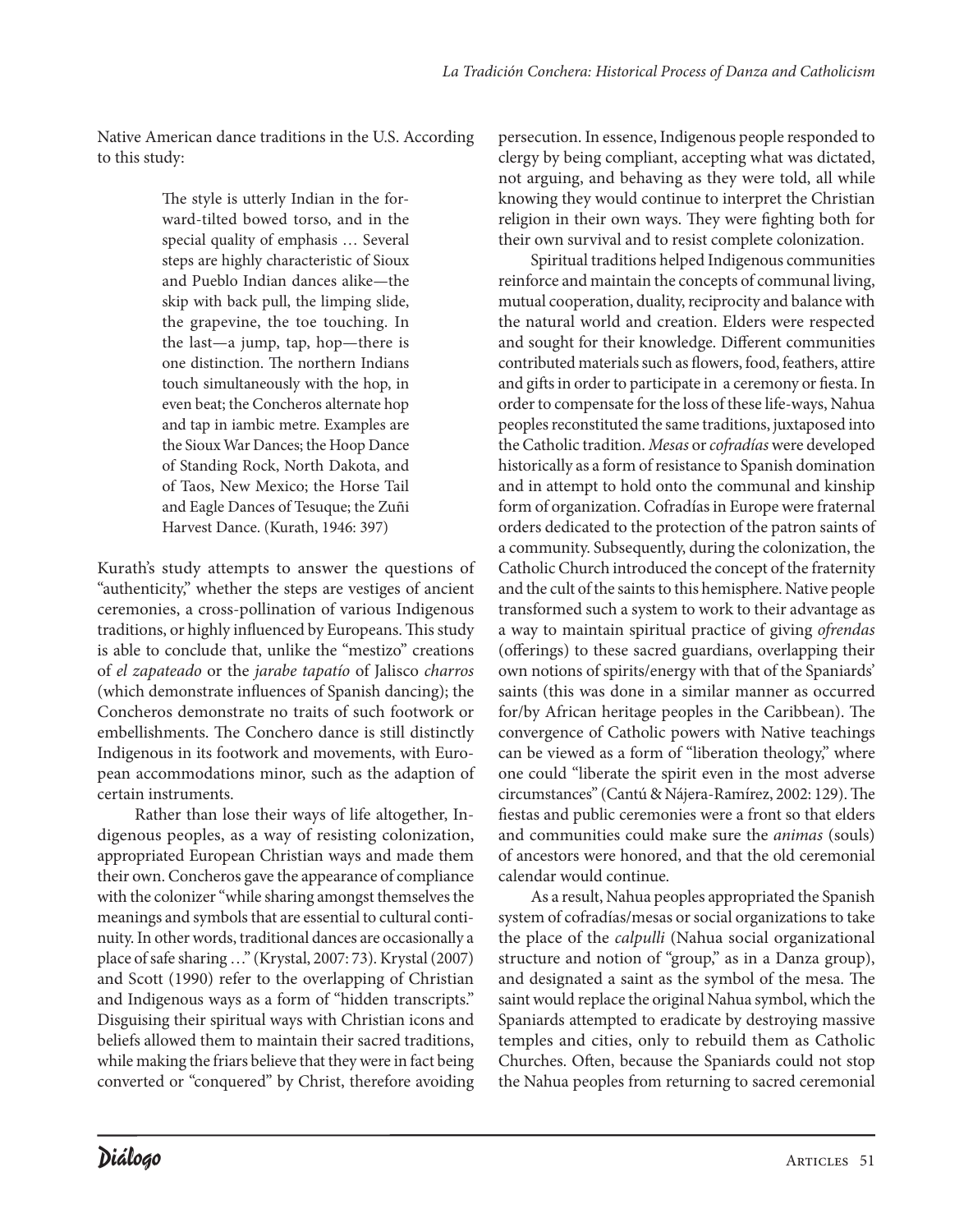Native American dance traditions in the U.S. According to this study:

> The style is utterly Indian in the forward-tilted bowed torso, and in the special quality of emphasis … Several steps are highly characteristic of Sioux and Pueblo Indian dances alike—the skip with back pull, the limping slide, the grapevine, the toe touching. In the last—a jump, tap, hop—there is one distinction. The northern Indians touch simultaneously with the hop, in even beat; the Concheros alternate hop and tap in iambic metre. Examples are the Sioux War Dances; the Hoop Dance of Standing Rock, North Dakota, and of Taos, New Mexico; the Horse Tail and Eagle Dances of Tesuque; the Zuñi Harvest Dance. (Kurath, 1946: 397)

Kurath's study attempts to answer the questions of "authenticity," whether the steps are vestiges of ancient ceremonies, a cross-pollination of various Indigenous traditions, or highly influenced by Europeans. This study is able to conclude that, unlike the "mestizo" creations of *el zapateado* or the *jarabe tapatío* of Jalisco *charros* (which demonstrate influences of Spanish dancing); the Concheros demonstrate no traits of such footwork or embellishments. The Conchero dance is still distinctly Indigenous in its footwork and movements, with European accommodations minor, such as the adaption of certain instruments.

Rather than lose their ways of life altogether, Indigenous peoples, as a way of resisting colonization, appropriated European Christian ways and made them their own. Concheros gave the appearance of compliance with the colonizer "while sharing amongst themselves the meanings and symbols that are essential to cultural continuity. In other words, traditional dances are occasionally a place of safe sharing …" (Krystal, 2007: 73). Krystal (2007) and Scott (1990) refer to the overlapping of Christian and Indigenous ways as a form of "hidden transcripts." Disguising their spiritual ways with Christian icons and beliefs allowed them to maintain their sacred traditions, while making the friars believe that they were in fact being converted or "conquered" by Christ, therefore avoiding persecution. In essence, Indigenous people responded to clergy by being compliant, accepting what was dictated, not arguing, and behaving as they were told, all while knowing they would continue to interpret the Christian religion in their own ways. They were fighting both for their own survival and to resist complete colonization.

Spiritual traditions helped Indigenous communities reinforce and maintain the concepts of communal living, mutual cooperation, duality, reciprocity and balance with the natural world and creation. Elders were respected and sought for their knowledge. Different communities contributed materials such as flowers, food, feathers, attire and gifts in order to participate in a ceremony or fiesta. In order to compensate for the loss of these life-ways, Nahua peoples reconstituted the same traditions, juxtaposed into the Catholic tradition. *Mesas* or *cofradías* were developed historically as a form of resistance to Spanish domination and in attempt to hold onto the communal and kinship form of organization. Cofradías in Europe were fraternal orders dedicated to the protection of the patron saints of a community. Subsequently, during the colonization, the Catholic Church introduced the concept of the fraternity and the cult of the saints to this hemisphere. Native people transformed such a system to work to their advantage as a way to maintain spiritual practice of giving *ofrendas* (offerings) to these sacred guardians, overlapping their own notions of spirits/energy with that of the Spaniards' saints (this was done in a similar manner as occurred for/by African heritage peoples in the Caribbean). The convergence of Catholic powers with Native teachings can be viewed as a form of "liberation theology," where one could "liberate the spirit even in the most adverse circumstances" (Cantú & Nájera-Ramírez, 2002: 129). The fiestas and public ceremonies were a front so that elders and communities could make sure the *animas* (souls) of ancestors were honored, and that the old ceremonial calendar would continue.

As a result, Nahua peoples appropriated the Spanish system of cofradías/mesas or social organizations to take the place of the *calpulli* (Nahua social organizational structure and notion of "group," as in a Danza group), and designated a saint as the symbol of the mesa. The saint would replace the original Nahua symbol, which the Spaniards attempted to eradicate by destroying massive temples and cities, only to rebuild them as Catholic Churches. Often, because the Spaniards could not stop the Nahua peoples from returning to sacred ceremonial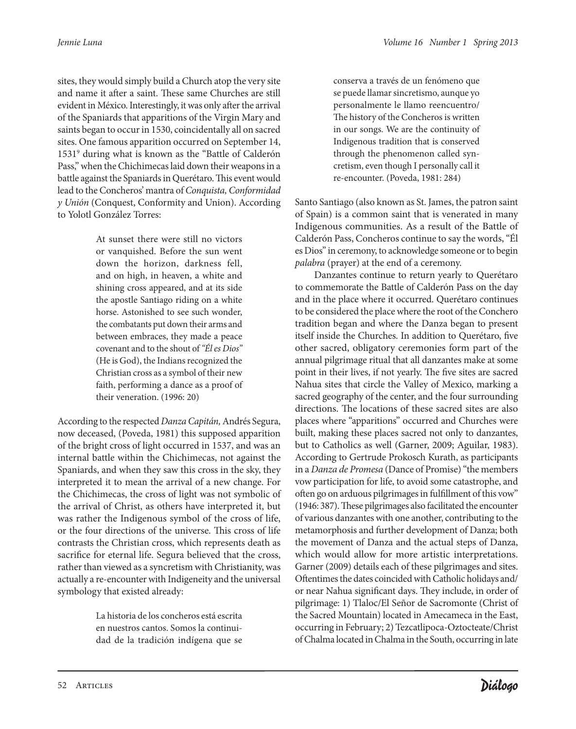sites, they would simply build a Church atop the very site and name it after a saint. These same Churches are still evident in México. Interestingly, it was only after the arrival of the Spaniards that apparitions of the Virgin Mary and saints began to occur in 1530, coincidentally all on sacred sites. One famous apparition occurred on September 14, 1531[9] during what is known as the "Battle of Calderón Pass," when the Chichimecas laid down their weapons in a battle against the Spaniards in Querétaro. This event would lead to the Concheros' mantra of *Conquista, Conformidad y Unión* (Conquest, Conformity and Union). According to Yolotl González Torres:

> At sunset there were still no victors or vanquished. Before the sun went down the horizon, darkness fell, and on high, in heaven, a white and shining cross appeared, and at its side the apostle Santiago riding on a white horse. Astonished to see such wonder, the combatants put down their arms and between embraces, they made a peace covenant and to the shout of *"Él es Dios"* (He is God), the Indians recognized the Christian cross as a symbol of their new faith, performing a dance as a proof of their veneration. (1996: 20)

According to the respected *Danza Capitán,* Andrés Segura, now deceased, (Poveda, 1981) this supposed apparition of the bright cross of light occurred in 1537, and was an internal battle within the Chichimecas, not against the Spaniards, and when they saw this cross in the sky, they interpreted it to mean the arrival of a new change. For the Chichimecas, the cross of light was not symbolic of the arrival of Christ, as others have interpreted it, but was rather the Indigenous symbol of the cross of life, or the four directions of the universe. This cross of life contrasts the Christian cross, which represents death as sacrifice for eternal life. Segura believed that the cross, rather than viewed as a syncretism with Christianity, was actually a re-encounter with Indigeneity and the universal symbology that existed already:

> La historia de los concheros está escrita en nuestros cantos. Somos la continuidad de la tradición indígena que se conserva a través de un fenómeno que se puede llamar sincretismo, aunque yo personalmente le llamo reencuentro/ The history of the Concheros is written in our songs. We are the continuity of Indigenous tradition that is conserved through the phenomenon called syncretism, even though I personally call it re-encounter. (Poveda, 1981: 284)

Santo Santiago (also known as St. James, the patron saint of Spain) is a common saint that is venerated in many Indigenous communities. As a result of the Battle of Calderón Pass, Concheros continue to say the words, "Él es Dios" in ceremony, to acknowledge someone or to begin *palabra* (prayer) at the end of a ceremony.

Danzantes continue to return yearly to Querétaro to commemorate the Battle of Calderón Pass on the day and in the place where it occurred. Querétaro continues to be considered the place where the root of the Conchero tradition began and where the Danza began to present itself inside the Churches. In addition to Querétaro, five other sacred, obligatory ceremonies form part of the annual pilgrimage ritual that all danzantes make at some point in their lives, if not yearly. The five sites are sacred Nahua sites that circle the Valley of Mexico, marking a sacred geography of the center, and the four surrounding directions. The locations of these sacred sites are also places where "apparitions" occurred and Churches were built, making these places sacred not only to danzantes, but to Catholics as well (Garner, 2009; Aguilar, 1983). According to Gertrude Prokosch Kurath, as participants in a *Danza de Promesa* (Dance of Promise) "the members vow participation for life, to avoid some catastrophe, and often go on arduous pilgrimages in fulfillment of this vow" (1946: 387). These pilgrimages also facilitated the encounter of various danzantes with one another, contributing to the metamorphosis and further development of Danza; both the movement of Danza and the actual steps of Danza, which would allow for more artistic interpretations. Garner (2009) details each of these pilgrimages and sites. Oftentimes the dates coincided with Catholic holidays and/or near Nahua significant days. They include, in order of pilgrimage: 1) Tlaloc/El Señor de Sacromonte (Christ of the Sacred Mountain) located in Amecameca in the East, occurring in February; 2) Tezcatlipoca-Oztocteate/Christ of Chalma located in Chalma in the South, occurring in late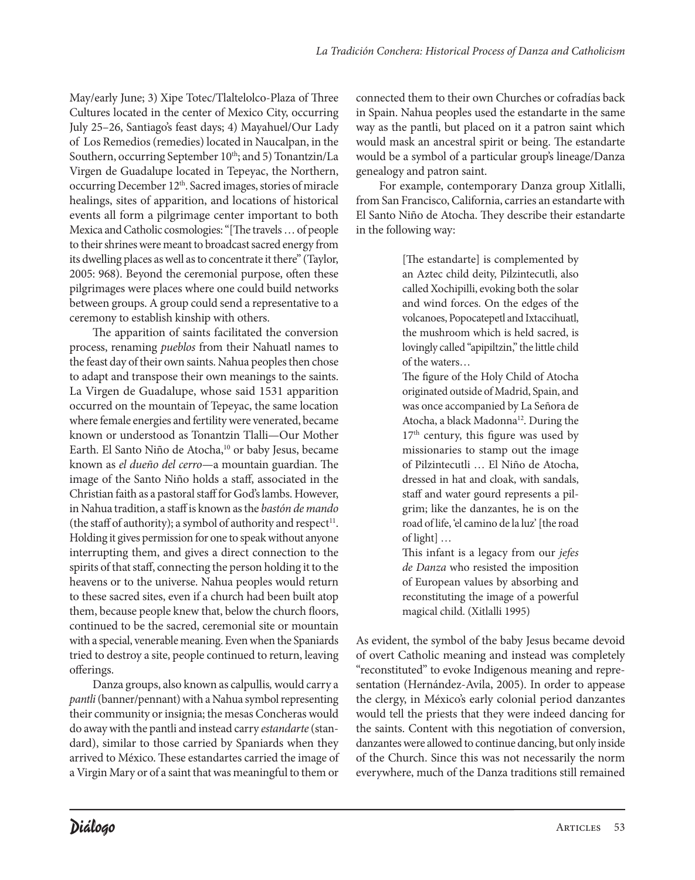May/early June; 3) Xipe Totec/Tlaltelolco-Plaza of Three Cultures located in the center of Mexico City, occurring July 25–26, Santiago's feast days; 4) Mayahuel/Our Lady of Los Remedios (remedies) located in Naucalpan, in the Southern, occurring September 10th; and 5) Tonantzin/La Virgen de Guadalupe located in Tepeyac, the Northern, occurring December 12th. Sacred images, stories of miracle healings, sites of apparition, and locations of historical events all form a pilgrimage center important to both Mexica and Catholic cosmologies: "[The travels … of people to their shrines were meant to broadcast sacred energy from its dwelling places as well as to concentrate it there" (Taylor, 2005: 968). Beyond the ceremonial purpose, often these pilgrimages were places where one could build networks between groups. A group could send a representative to a ceremony to establish kinship with others.

The apparition of saints facilitated the conversion process, renaming *pueblos* from their Nahuatl names to the feast day of their own saints. Nahua peoples then chose to adapt and transpose their own meanings to the saints. La Virgen de Guadalupe, whose said 1531 apparition occurred on the mountain of Tepeyac, the same location where female energies and fertility were venerated, became known or understood as Tonantzin Tlalli—Our Mother Earth. El Santo Niño de Atocha,[10] or baby Jesus, became known as *el dueño del cerro*—a mountain guardian. The image of the Santo Niño holds a staff, associated in the Christian faith as a pastoral staff for God's lambs. However, in Nahua tradition, a staff is known as the *bastón de mando* (the staff of authority); a symbol of authority and respect[11]. Holding it gives permission for one to speak without anyone interrupting them, and gives a direct connection to the spirits of that staff, connecting the person holding it to the heavens or to the universe. Nahua peoples would return to these sacred sites, even if a church had been built atop them, because people knew that, below the church floors, continued to be the sacred, ceremonial site or mountain with a special, venerable meaning. Even when the Spaniards tried to destroy a site, people continued to return, leaving offerings.

Danza groups, also known as calpullis*,* would carry a *pantli* (banner/pennant) with a Nahua symbol representing their community or insignia; the mesas Concheras would do away with the pantli and instead carry *estandarte* (standard), similar to those carried by Spaniards when they arrived to México. These estandartes carried the image of a Virgin Mary or of a saint that was meaningful to them or connected them to their own Churches or cofradías back in Spain. Nahua peoples used the estandarte in the same way as the pantli, but placed on it a patron saint which would mask an ancestral spirit or being. The estandarte would be a symbol of a particular group's lineage/Danza genealogy and patron saint.

For example, contemporary Danza group Xitlalli, from San Francisco, California, carries an estandarte with El Santo Niño de Atocha. They describe their estandarte in the following way:

> [The estandarte] is complemented by an Aztec child deity, Pilzintecutli, also called Xochipilli, evoking both the solar and wind forces. On the edges of the volcanoes, Popocatepetl and Ixtaccihuatl, the mushroom which is held sacred, is lovingly called "apipiltzin," the little child of the waters…
>
> The figure of the Holy Child of Atocha originated outside of Madrid, Spain, and was once accompanied by La Señora de Atocha, a black Madonna[12]. During the 17th century, this figure was used by missionaries to stamp out the image of Pilzintecutli … El Niño de Atocha, dressed in hat and cloak, with sandals, staff and water gourd represents a pilgrim; like the danzantes, he is on the road of life, 'el camino de la luz' [the road of light] …
>
> This infant is a legacy from our *jefes de Danza* who resisted the imposition of European values by absorbing and reconstituting the image of a powerful magical child. (Xitlalli 1995)

As evident, the symbol of the baby Jesus became devoid of overt Catholic meaning and instead was completely "reconstituted" to evoke Indigenous meaning and representation (Hernández-Avila, 2005). In order to appease the clergy, in México's early colonial period danzantes would tell the priests that they were indeed dancing for the saints. Content with this negotiation of conversion, danzantes were allowed to continue dancing, but only inside of the Church. Since this was not necessarily the norm everywhere, much of the Danza traditions still remained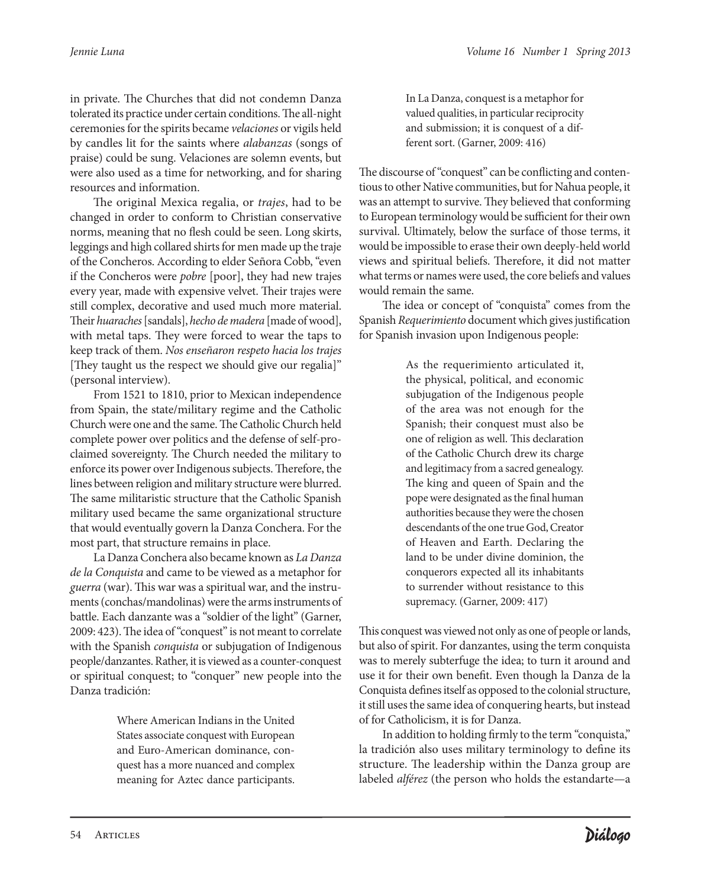in private. The Churches that did not condemn Danza tolerated its practice under certain conditions. The all-night ceremonies for the spirits became *velaciones* or vigils held by candles lit for the saints where *alabanzas* (songs of praise) could be sung. Velaciones are solemn events, but were also used as a time for networking, and for sharing resources and information.

The original Mexica regalia, or *trajes*, had to be changed in order to conform to Christian conservative norms, meaning that no flesh could be seen. Long skirts, leggings and high collared shirts for men made up the traje of the Concheros. According to elder Señora Cobb, "even if the Concheros were *pobre* [poor], they had new trajes every year, made with expensive velvet. Their trajes were still complex, decorative and used much more material. Their *huaraches* [sandals], *hecho de madera* [made of wood], with metal taps. They were forced to wear the taps to keep track of them. *Nos enseñaron respeto hacia los trajes* [They taught us the respect we should give our regalia]" (personal interview).

From 1521 to 1810, prior to Mexican independence from Spain, the state/military regime and the Catholic Church were one and the same. The Catholic Church held complete power over politics and the defense of self-proclaimed sovereignty. The Church needed the military to enforce its power over Indigenous subjects. Therefore, the lines between religion and military structure were blurred. The same militaristic structure that the Catholic Spanish military used became the same organizational structure that would eventually govern la Danza Conchera. For the most part, that structure remains in place.

La Danza Conchera also became known as *La Danza de la Conquista* and came to be viewed as a metaphor for *guerra* (war). This war was a spiritual war, and the instruments (conchas/mandolinas) were the arms instruments of battle. Each danzante was a "soldier of the light" (Garner, 2009: 423). The idea of "conquest" is not meant to correlate with the Spanish *conquista* or subjugation of Indigenous people/danzantes. Rather, it is viewed as a counter-conquest or spiritual conquest; to "conquer" new people into the Danza tradición:

> Where American Indians in the United States associate conquest with European and Euro-American dominance, conquest has a more nuanced and complex meaning for Aztec dance participants. In La Danza, conquest is a metaphor for valued qualities, in particular reciprocity and submission; it is conquest of a different sort. (Garner, 2009: 416)

The discourse of "conquest" can be conflicting and contentious to other Native communities, but for Nahua people, it was an attempt to survive. They believed that conforming to European terminology would be sufficient for their own survival. Ultimately, below the surface of those terms, it would be impossible to erase their own deeply-held world views and spiritual beliefs. Therefore, it did not matter what terms or names were used, the core beliefs and values would remain the same.

The idea or concept of "conquista" comes from the Spanish *Requerimiento* document which gives justification for Spanish invasion upon Indigenous people:

> As the requerimiento articulated it, the physical, political, and economic subjugation of the Indigenous people of the area was not enough for the Spanish; their conquest must also be one of religion as well. This declaration of the Catholic Church drew its charge and legitimacy from a sacred genealogy. The king and queen of Spain and the pope were designated as the final human authorities because they were the chosen descendants of the one true God, Creator of Heaven and Earth. Declaring the land to be under divine dominion, the conquerors expected all its inhabitants to surrender without resistance to this supremacy. (Garner, 2009: 417)

This conquest was viewed not only as one of people or lands, but also of spirit. For danzantes, using the term conquista was to merely subterfuge the idea; to turn it around and use it for their own benefit. Even though la Danza de la Conquista defines itself as opposed to the colonial structure, it still uses the same idea of conquering hearts, but instead of for Catholicism, it is for Danza.

In addition to holding firmly to the term "conquista," la tradición also uses military terminology to define its structure. The leadership within the Danza group are labeled *alférez* (the person who holds the estandarte—a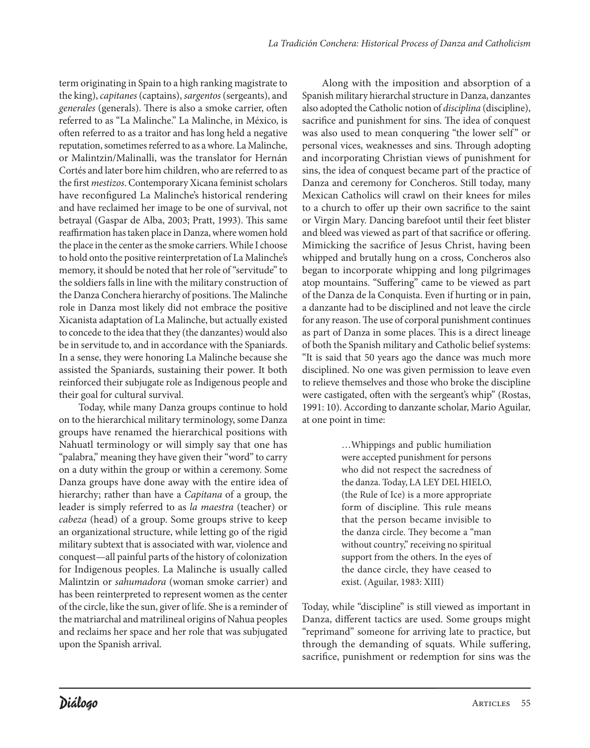term originating in Spain to a high ranking magistrate to the king), *capitanes* (captains), *sargentos* (sergeants), and *generales* (generals). There is also a smoke carrier, often referred to as "La Malinche." La Malinche, in México, is often referred to as a traitor and has long held a negative reputation, sometimes referred to as a whore. La Malinche, or Malintzin/Malinalli, was the translator for Hernán Cortés and later bore him children, who are referred to as the first *mestizos*. Contemporary Xicana feminist scholars have reconfigured La Malinche's historical rendering and have reclaimed her image to be one of survival, not betrayal (Gaspar de Alba, 2003; Pratt, 1993). This same reaffirmation has taken place in Danza, where women hold the place in the center as the smoke carriers. While I choose to hold onto the positive reinterpretation of La Malinche's memory, it should be noted that her role of "servitude" to the soldiers falls in line with the military construction of the Danza Conchera hierarchy of positions. The Malinche role in Danza most likely did not embrace the positive Xicanista adaptation of La Malinche, but actually existed to concede to the idea that they (the danzantes) would also be in servitude to, and in accordance with the Spaniards. In a sense, they were honoring La Malinche because she assisted the Spaniards, sustaining their power. It both reinforced their subjugate role as Indigenous people and their goal for cultural survival.

Today, while many Danza groups continue to hold on to the hierarchical military terminology, some Danza groups have renamed the hierarchical positions with Nahuatl terminology or will simply say that one has "palabra," meaning they have given their "word" to carry on a duty within the group or within a ceremony. Some Danza groups have done away with the entire idea of hierarchy; rather than have a *Capitana* of a group, the leader is simply referred to as *la maestra* (teacher) or *cabeza* (head) of a group. Some groups strive to keep an organizational structure, while letting go of the rigid military subtext that is associated with war, violence and conquest—all painful parts of the history of colonization for Indigenous peoples. La Malinche is usually called Malintzin or *sahumadora* (woman smoke carrier) and has been reinterpreted to represent women as the center of the circle, like the sun, giver of life. She is a reminder of the matriarchal and matrilineal origins of Nahua peoples and reclaims her space and her role that was subjugated upon the Spanish arrival.

Along with the imposition and absorption of a Spanish military hierarchal structure in Danza, danzantes also adopted the Catholic notion of *disciplina* (discipline), sacrifice and punishment for sins. The idea of conquest was also used to mean conquering "the lower self" or personal vices, weaknesses and sins. Through adopting and incorporating Christian views of punishment for sins, the idea of conquest became part of the practice of Danza and ceremony for Concheros. Still today, many Mexican Catholics will crawl on their knees for miles to a church to offer up their own sacrifice to the saint or Virgin Mary. Dancing barefoot until their feet blister and bleed was viewed as part of that sacrifice or offering. Mimicking the sacrifice of Jesus Christ, having been whipped and brutally hung on a cross, Concheros also began to incorporate whipping and long pilgrimages atop mountains. "Suffering" came to be viewed as part of the Danza de la Conquista. Even if hurting or in pain, a danzante had to be disciplined and not leave the circle for any reason. The use of corporal punishment continues as part of Danza in some places. This is a direct lineage of both the Spanish military and Catholic belief systems: "It is said that 50 years ago the dance was much more disciplined. No one was given permission to leave even to relieve themselves and those who broke the discipline were castigated, often with the sergeant's whip" (Rostas, 1991: 10). According to danzante scholar, Mario Aguilar, at one point in time:

> …Whippings and public humiliation were accepted punishment for persons who did not respect the sacredness of the danza. Today, LA LEY DEL HIELO, (the Rule of Ice) is a more appropriate form of discipline. This rule means that the person became invisible to the danza circle. They become a "man without country," receiving no spiritual support from the others. In the eyes of the dance circle, they have ceased to exist. (Aguilar, 1983: XIII)

Today, while "discipline" is still viewed as important in Danza, different tactics are used. Some groups might "reprimand" someone for arriving late to practice, but through the demanding of squats. While suffering, sacrifice, punishment or redemption for sins was the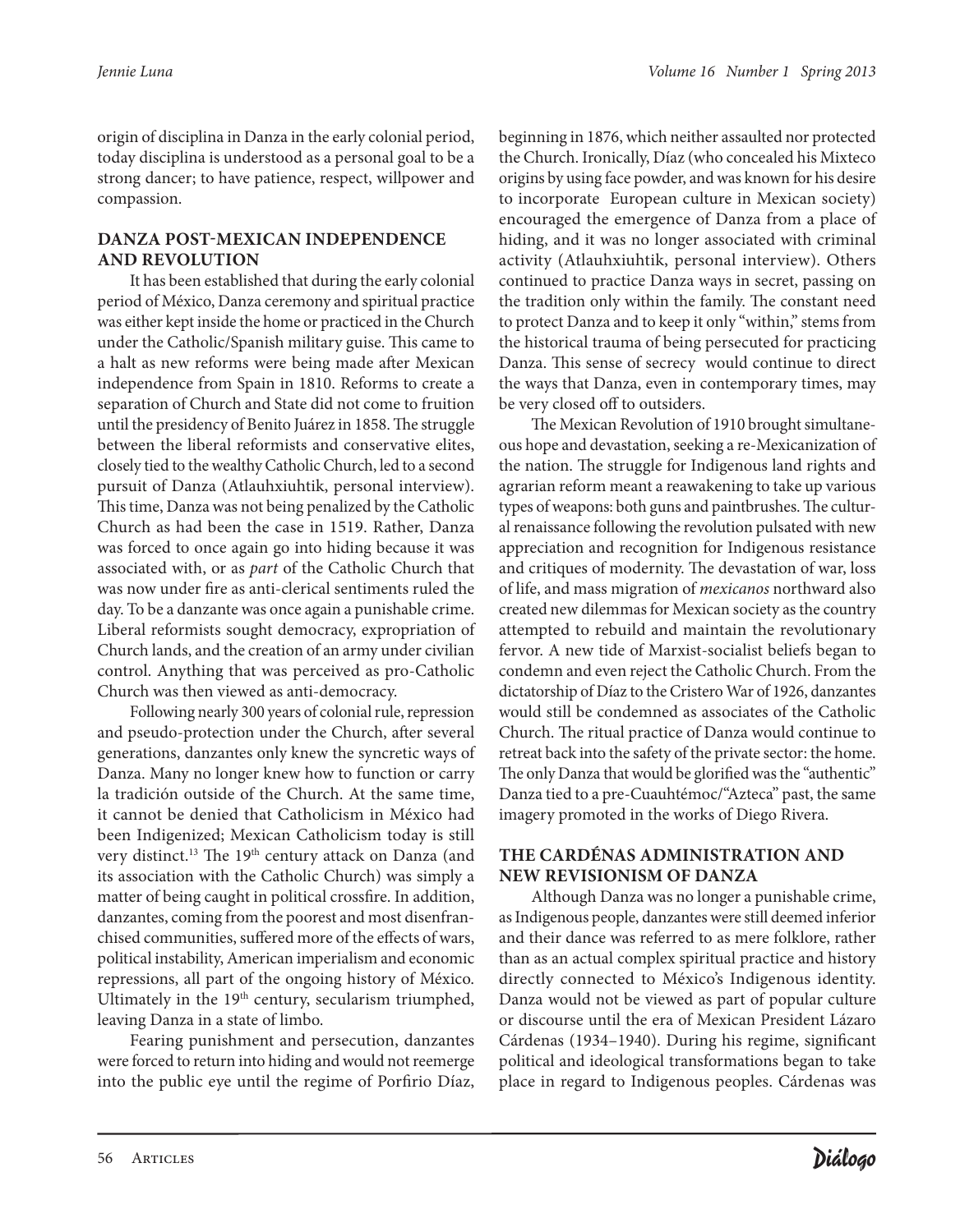origin of disciplina in Danza in the early colonial period, today disciplina is understood as a personal goal to be a strong dancer; to have patience, respect, willpower and compassion.

## DANZA POST-MEXICAN INDEPENDENCE AND REVOLUTION

It has been established that during the early colonial period of México, Danza ceremony and spiritual practice was either kept inside the home or practiced in the Church under the Catholic/Spanish military guise. This came to a halt as new reforms were being made after Mexican independence from Spain in 1810. Reforms to create a separation of Church and State did not come to fruition until the presidency of Benito Juárez in 1858. The struggle between the liberal reformists and conservative elites, closely tied to the wealthy Catholic Church, led to a second pursuit of Danza (Atlauhxiuhtik, personal interview). This time, Danza was not being penalized by the Catholic Church as had been the case in 1519. Rather, Danza was forced to once again go into hiding because it was associated with, or as *part* of the Catholic Church that was now under fire as anti-clerical sentiments ruled the day. To be a danzante was once again a punishable crime. Liberal reformists sought democracy, expropriation of Church lands, and the creation of an army under civilian control. Anything that was perceived as pro-Catholic Church was then viewed as anti-democracy.

Following nearly 300 years of colonial rule, repression and pseudo-protection under the Church, after several generations, danzantes only knew the syncretic ways of Danza. Many no longer knew how to function or carry la tradición outside of the Church. At the same time, it cannot be denied that Catholicism in México had been Indigenized; Mexican Catholicism today is still very distinct.[13] The 19th century attack on Danza (and its association with the Catholic Church) was simply a matter of being caught in political crossfire. In addition, danzantes, coming from the poorest and most disenfranchised communities, suffered more of the effects of wars, political instability, American imperialism and economic repressions, all part of the ongoing history of México. Ultimately in the 19th century, secularism triumphed, leaving Danza in a state of limbo.

Fearing punishment and persecution, danzantes were forced to return into hiding and would not reemerge into the public eye until the regime of Porfirio Díaz, beginning in 1876, which neither assaulted nor protected the Church. Ironically, Díaz (who concealed his Mixteco origins by using face powder, and was known for his desire to incorporate European culture in Mexican society) encouraged the emergence of Danza from a place of hiding, and it was no longer associated with criminal activity (Atlauhxiuhtik, personal interview). Others continued to practice Danza ways in secret, passing on the tradition only within the family. The constant need to protect Danza and to keep it only "within," stems from the historical trauma of being persecuted for practicing Danza. This sense of secrecy would continue to direct the ways that Danza, even in contemporary times, may be very closed off to outsiders.

The Mexican Revolution of 1910 brought simultaneous hope and devastation, seeking a re-Mexicanization of the nation. The struggle for Indigenous land rights and agrarian reform meant a reawakening to take up various types of weapons: both guns and paintbrushes. The cultural renaissance following the revolution pulsated with new appreciation and recognition for Indigenous resistance and critiques of modernity. The devastation of war, loss of life, and mass migration of *mexicanos* northward also created new dilemmas for Mexican society as the country attempted to rebuild and maintain the revolutionary fervor. A new tide of Marxist-socialist beliefs began to condemn and even reject the Catholic Church. From the dictatorship of Díaz to the Cristero War of 1926, danzantes would still be condemned as associates of the Catholic Church. The ritual practice of Danza would continue to retreat back into the safety of the private sector: the home. The only Danza that would be glorified was the "authentic" Danza tied to a pre-Cuauhtémoc/"Azteca" past, the same imagery promoted in the works of Diego Rivera.

## THE CARDÉNAS ADMINISTRATION AND NEW REVISIONISM OF DANZA

Although Danza was no longer a punishable crime, as Indigenous people, danzantes were still deemed inferior and their dance was referred to as mere folklore, rather than as an actual complex spiritual practice and history directly connected to México's Indigenous identity. Danza would not be viewed as part of popular culture or discourse until the era of Mexican President Lázaro Cárdenas (1934–1940). During his regime, significant political and ideological transformations began to take place in regard to Indigenous peoples. Cárdenas was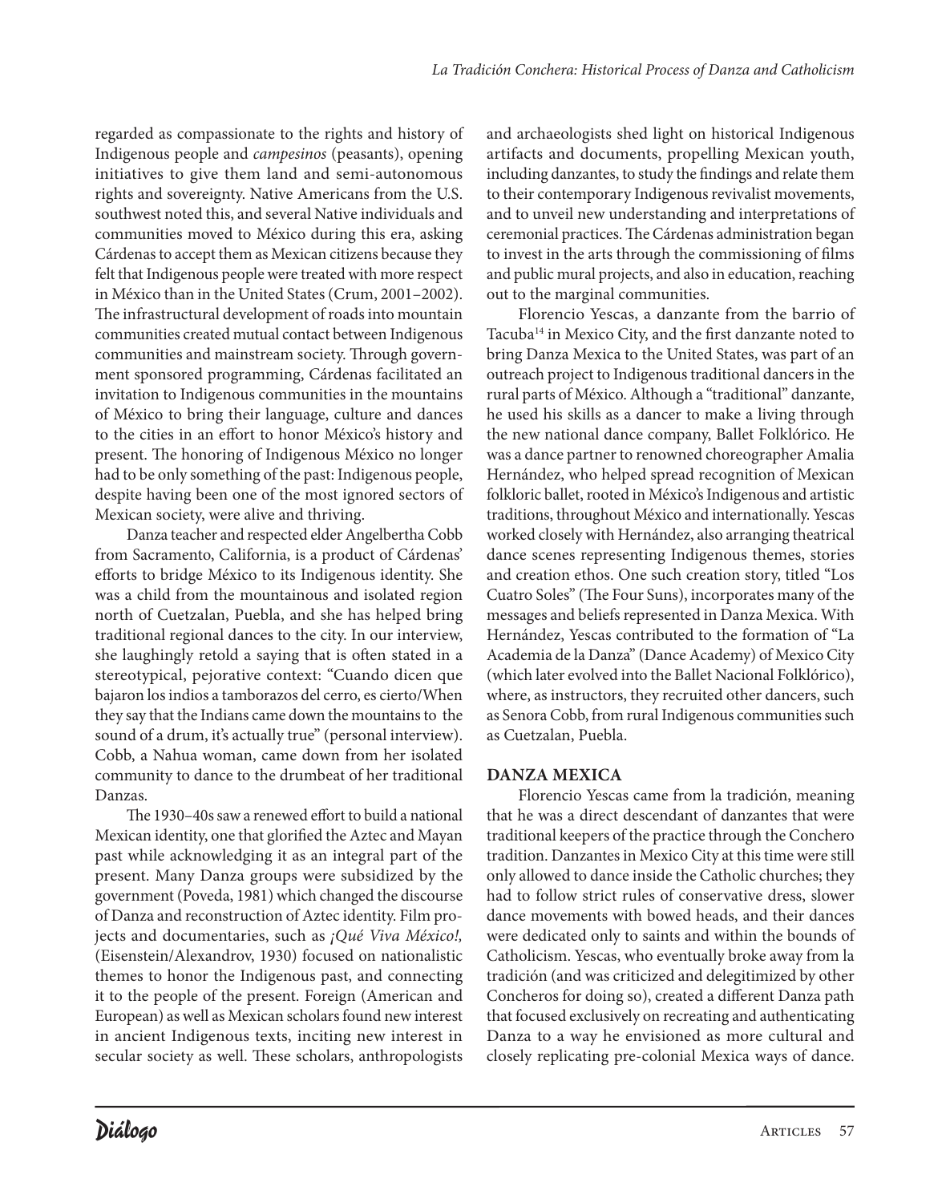regarded as compassionate to the rights and history of Indigenous people and *campesinos* (peasants), opening initiatives to give them land and semi-autonomous rights and sovereignty. Native Americans from the U.S. southwest noted this, and several Native individuals and communities moved to México during this era, asking Cárdenas to accept them as Mexican citizens because they felt that Indigenous people were treated with more respect in México than in the United States (Crum, 2001–2002). The infrastructural development of roads into mountain communities created mutual contact between Indigenous communities and mainstream society. Through government sponsored programming, Cárdenas facilitated an invitation to Indigenous communities in the mountains of México to bring their language, culture and dances to the cities in an effort to honor México's history and present. The honoring of Indigenous México no longer had to be only something of the past: Indigenous people, despite having been one of the most ignored sectors of Mexican society, were alive and thriving.

Danza teacher and respected elder Angelbertha Cobb from Sacramento, California, is a product of Cárdenas' efforts to bridge México to its Indigenous identity. She was a child from the mountainous and isolated region north of Cuetzalan, Puebla, and she has helped bring traditional regional dances to the city. In our interview, she laughingly retold a saying that is often stated in a stereotypical, pejorative context: "Cuando dicen que bajaron los indios a tamborazos del cerro, es cierto/When they say that the Indians came down the mountains to the sound of a drum, it's actually true" (personal interview). Cobb, a Nahua woman, came down from her isolated community to dance to the drumbeat of her traditional Danzas.

The 1930–40s saw a renewed effort to build a national Mexican identity, one that glorified the Aztec and Mayan past while acknowledging it as an integral part of the present. Many Danza groups were subsidized by the government (Poveda, 1981) which changed the discourse of Danza and reconstruction of Aztec identity. Film projects and documentaries, such as *¡Qué Viva México!,* (Eisenstein/Alexandrov, 1930) focused on nationalistic themes to honor the Indigenous past, and connecting it to the people of the present. Foreign (American and European) as well as Mexican scholars found new interest in ancient Indigenous texts, inciting new interest in secular society as well. These scholars, anthropologists and archaeologists shed light on historical Indigenous artifacts and documents, propelling Mexican youth, including danzantes, to study the findings and relate them to their contemporary Indigenous revivalist movements, and to unveil new understanding and interpretations of ceremonial practices. The Cárdenas administration began to invest in the arts through the commissioning of films and public mural projects, and also in education, reaching out to the marginal communities.

Florencio Yescas, a danzante from the barrio of Tacuba[14] in Mexico City, and the first danzante noted to bring Danza Mexica to the United States, was part of an outreach project to Indigenous traditional dancers in the rural parts of México. Although a "traditional" danzante, he used his skills as a dancer to make a living through the new national dance company, Ballet Folklórico. He was a dance partner to renowned choreographer Amalia Hernández, who helped spread recognition of Mexican folkloric ballet, rooted in México's Indigenous and artistic traditions, throughout México and internationally. Yescas worked closely with Hernández, also arranging theatrical dance scenes representing Indigenous themes, stories and creation ethos. One such creation story, titled "Los Cuatro Soles" (The Four Suns), incorporates many of the messages and beliefs represented in Danza Mexica. With Hernández, Yescas contributed to the formation of "La Academia de la Danza" (Dance Academy) of Mexico City (which later evolved into the Ballet Nacional Folklórico), where, as instructors, they recruited other dancers, such as Senora Cobb, from rural Indigenous communities such as Cuetzalan, Puebla.

## DANZA MEXICA

Florencio Yescas came from la tradición, meaning that he was a direct descendant of danzantes that were traditional keepers of the practice through the Conchero tradition. Danzantes in Mexico City at this time were still only allowed to dance inside the Catholic churches; they had to follow strict rules of conservative dress, slower dance movements with bowed heads, and their dances were dedicated only to saints and within the bounds of Catholicism. Yescas, who eventually broke away from la tradición (and was criticized and delegitimized by other Concheros for doing so), created a different Danza path that focused exclusively on recreating and authenticating Danza to a way he envisioned as more cultural and closely replicating pre-colonial Mexica ways of dance.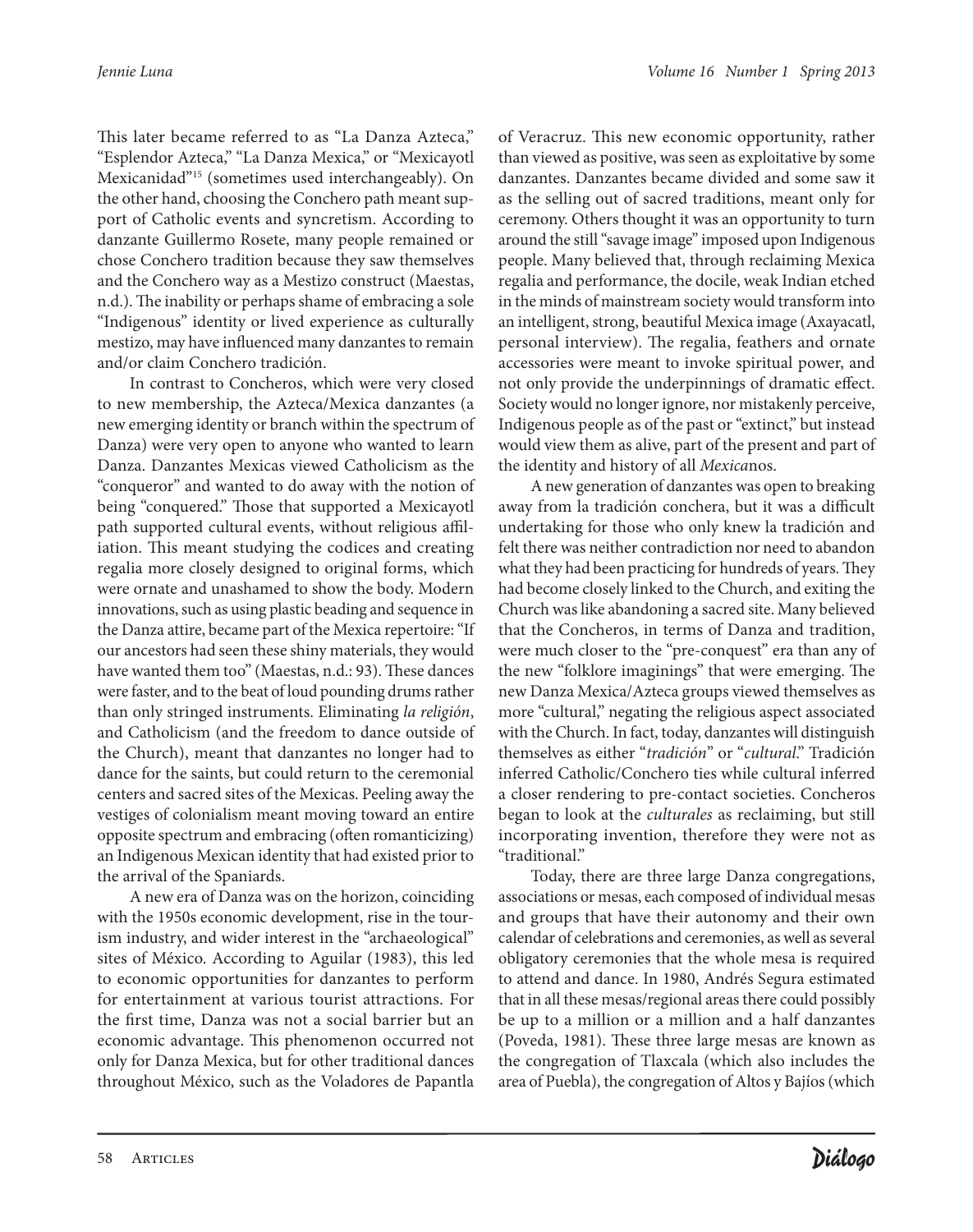This later became referred to as "La Danza Azteca," "Esplendor Azteca," "La Danza Mexica," or "Mexicayotl Mexicanidad"[15] (sometimes used interchangeably). On the other hand, choosing the Conchero path meant support of Catholic events and syncretism. According to danzante Guillermo Rosete, many people remained or chose Conchero tradition because they saw themselves and the Conchero way as a Mestizo construct (Maestas, n.d.). The inability or perhaps shame of embracing a sole "Indigenous" identity or lived experience as culturally mestizo, may have influenced many danzantes to remain and/or claim Conchero tradición.

In contrast to Concheros, which were very closed to new membership, the Azteca/Mexica danzantes (a new emerging identity or branch within the spectrum of Danza) were very open to anyone who wanted to learn Danza. Danzantes Mexicas viewed Catholicism as the "conqueror" and wanted to do away with the notion of being "conquered." Those that supported a Mexicayotl path supported cultural events, without religious affiliation. This meant studying the codices and creating regalia more closely designed to original forms, which were ornate and unashamed to show the body. Modern innovations, such as using plastic beading and sequence in the Danza attire, became part of the Mexica repertoire: "If our ancestors had seen these shiny materials, they would have wanted them too" (Maestas, n.d.: 93). These dances were faster, and to the beat of loud pounding drums rather than only stringed instruments. Eliminating *la religión*, and Catholicism (and the freedom to dance outside of the Church), meant that danzantes no longer had to dance for the saints, but could return to the ceremonial centers and sacred sites of the Mexicas. Peeling away the vestiges of colonialism meant moving toward an entire opposite spectrum and embracing (often romanticizing) an Indigenous Mexican identity that had existed prior to the arrival of the Spaniards.

A new era of Danza was on the horizon, coinciding with the 1950s economic development, rise in the tourism industry, and wider interest in the "archaeological" sites of México. According to Aguilar (1983), this led to economic opportunities for danzantes to perform for entertainment at various tourist attractions. For the first time, Danza was not a social barrier but an economic advantage. This phenomenon occurred not only for Danza Mexica, but for other traditional dances throughout México, such as the Voladores de Papantla of Veracruz. This new economic opportunity, rather than viewed as positive, was seen as exploitative by some danzantes. Danzantes became divided and some saw it as the selling out of sacred traditions, meant only for ceremony. Others thought it was an opportunity to turn around the still "savage image" imposed upon Indigenous people. Many believed that, through reclaiming Mexica regalia and performance, the docile, weak Indian etched in the minds of mainstream society would transform into an intelligent, strong, beautiful Mexica image (Axayacatl, personal interview). The regalia, feathers and ornate accessories were meant to invoke spiritual power, and not only provide the underpinnings of dramatic effect. Society would no longer ignore, nor mistakenly perceive, Indigenous people as of the past or "extinct," but instead would view them as alive, part of the present and part of the identity and history of all *Mexica*nos.

A new generation of danzantes was open to breaking away from la tradición conchera, but it was a difficult undertaking for those who only knew la tradición and felt there was neither contradiction nor need to abandon what they had been practicing for hundreds of years. They had become closely linked to the Church, and exiting the Church was like abandoning a sacred site. Many believed that the Concheros, in terms of Danza and tradition, were much closer to the "pre-conquest" era than any of the new "folklore imaginings" that were emerging. The new Danza Mexica/Azteca groups viewed themselves as more "cultural," negating the religious aspect associated with the Church. In fact, today, danzantes will distinguish themselves as either "*tradición*" or "*cultural*." Tradición inferred Catholic/Conchero ties while cultural inferred a closer rendering to pre-contact societies. Concheros began to look at the *culturales* as reclaiming, but still incorporating invention, therefore they were not as "traditional."

Today, there are three large Danza congregations, associations or mesas, each composed of individual mesas and groups that have their autonomy and their own calendar of celebrations and ceremonies, as well as several obligatory ceremonies that the whole mesa is required to attend and dance. In 1980, Andrés Segura estimated that in all these mesas/regional areas there could possibly be up to a million or a million and a half danzantes (Poveda, 1981). These three large mesas are known as the congregation of Tlaxcala (which also includes the area of Puebla), the congregation of Altos y Bajíos (which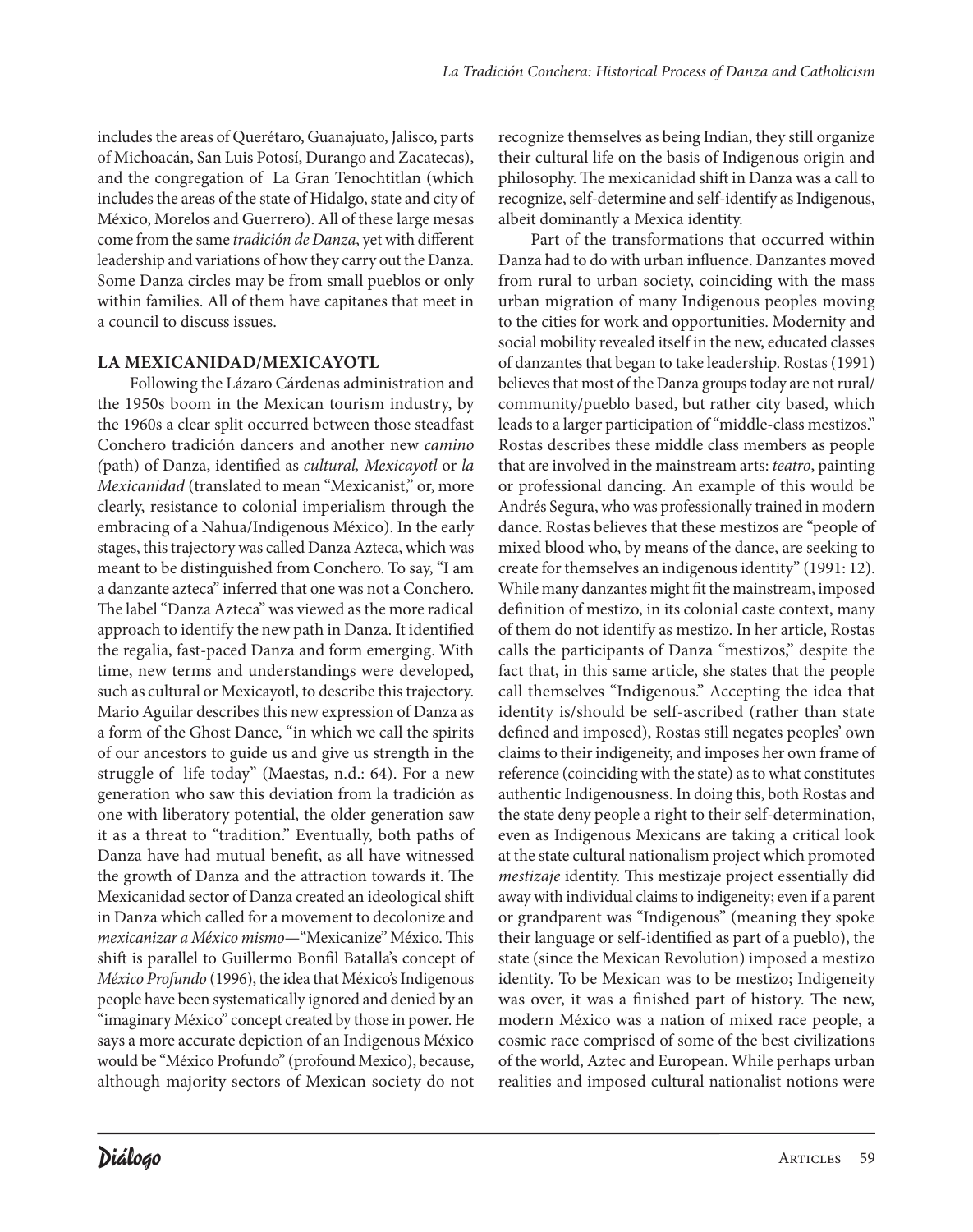includes the areas of Querétaro, Guanajuato, Jalisco, parts of Michoacán, San Luis Potosí, Durango and Zacatecas), and the congregation of La Gran Tenochtitlan (which includes the areas of the state of Hidalgo, state and city of México, Morelos and Guerrero). All of these large mesas come from the same *tradición de Danza*, yet with different leadership and variations of how they carry out the Danza. Some Danza circles may be from small pueblos or only within families. All of them have capitanes that meet in a council to discuss issues.

## LA MEXICANIDAD/MEXICAYOTL

Following the Lázaro Cárdenas administration and the 1950s boom in the Mexican tourism industry, by the 1960s a clear split occurred between those steadfast Conchero tradición dancers and another new *camino (*path) of Danza, identified as *cultural, Mexicayotl* or *la Mexicanidad* (translated to mean "Mexicanist," or, more clearly, resistance to colonial imperialism through the embracing of a Nahua/Indigenous México). In the early stages, this trajectory was called Danza Azteca, which was meant to be distinguished from Conchero. To say, "I am a danzante azteca" inferred that one was not a Conchero. The label "Danza Azteca" was viewed as the more radical approach to identify the new path in Danza. It identified the regalia, fast-paced Danza and form emerging. With time, new terms and understandings were developed, such as cultural or Mexicayotl, to describe this trajectory. Mario Aguilar describes this new expression of Danza as a form of the Ghost Dance, "in which we call the spirits of our ancestors to guide us and give us strength in the struggle of life today" (Maestas, n.d.: 64). For a new generation who saw this deviation from la tradición as one with liberatory potential, the older generation saw it as a threat to "tradition." Eventually, both paths of Danza have had mutual benefit, as all have witnessed the growth of Danza and the attraction towards it. The Mexicanidad sector of Danza created an ideological shift in Danza which called for a movement to decolonize and *mexicanizar a México mismo*—"Mexicanize" México. This shift is parallel to Guillermo Bonfil Batalla's concept of *México Profundo* (1996), the idea that México's Indigenous people have been systematically ignored and denied by an "imaginary México" concept created by those in power. He says a more accurate depiction of an Indigenous México would be "México Profundo" (profound Mexico), because, although majority sectors of Mexican society do not recognize themselves as being Indian, they still organize their cultural life on the basis of Indigenous origin and philosophy. The mexicanidad shift in Danza was a call to recognize, self-determine and self-identify as Indigenous, albeit dominantly a Mexica identity.

Part of the transformations that occurred within Danza had to do with urban influence. Danzantes moved from rural to urban society, coinciding with the mass urban migration of many Indigenous peoples moving to the cities for work and opportunities. Modernity and social mobility revealed itself in the new, educated classes of danzantes that began to take leadership. Rostas (1991) believes that most of the Danza groups today are not rural/community/pueblo based, but rather city based, which leads to a larger participation of "middle-class mestizos." Rostas describes these middle class members as people that are involved in the mainstream arts: *teatro*, painting or professional dancing. An example of this would be Andrés Segura, who was professionally trained in modern dance. Rostas believes that these mestizos are "people of mixed blood who, by means of the dance, are seeking to create for themselves an indigenous identity" (1991: 12). While many danzantes might fit the mainstream, imposed definition of mestizo, in its colonial caste context, many of them do not identify as mestizo. In her article, Rostas calls the participants of Danza "mestizos," despite the fact that, in this same article, she states that the people call themselves "Indigenous." Accepting the idea that identity is/should be self-ascribed (rather than state defined and imposed), Rostas still negates peoples' own claims to their indigeneity, and imposes her own frame of reference (coinciding with the state) as to what constitutes authentic Indigenousness. In doing this, both Rostas and the state deny people a right to their self-determination, even as Indigenous Mexicans are taking a critical look at the state cultural nationalism project which promoted *mestizaje* identity. This mestizaje project essentially did away with individual claims to indigeneity; even if a parent or grandparent was "Indigenous" (meaning they spoke their language or self-identified as part of a pueblo), the state (since the Mexican Revolution) imposed a mestizo identity. To be Mexican was to be mestizo; Indigeneity was over, it was a finished part of history. The new, modern México was a nation of mixed race people, a cosmic race comprised of some of the best civilizations of the world, Aztec and European. While perhaps urban realities and imposed cultural nationalist notions were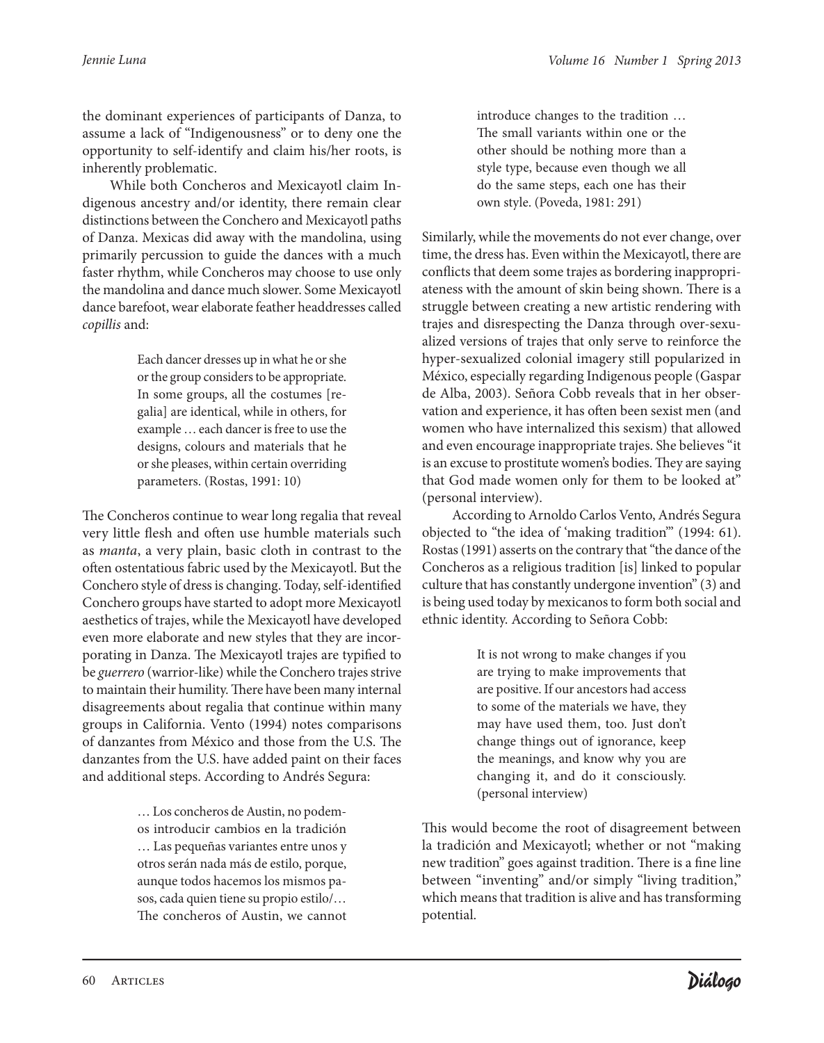the dominant experiences of participants of Danza, to assume a lack of "Indigenousness" or to deny one the opportunity to self-identify and claim his/her roots, is inherently problematic.

While both Concheros and Mexicayotl claim Indigenous ancestry and/or identity, there remain clear distinctions between the Conchero and Mexicayotl paths of Danza. Mexicas did away with the mandolina, using primarily percussion to guide the dances with a much faster rhythm, while Concheros may choose to use only the mandolina and dance much slower. Some Mexicayotl dance barefoot, wear elaborate feather headdresses called *copillis* and:

> Each dancer dresses up in what he or she or the group considers to be appropriate. In some groups, all the costumes [regalia] are identical, while in others, for example … each dancer is free to use the designs, colours and materials that he or she pleases, within certain overriding parameters. (Rostas, 1991: 10)

The Concheros continue to wear long regalia that reveal very little flesh and often use humble materials such as *manta*, a very plain, basic cloth in contrast to the often ostentatious fabric used by the Mexicayotl. But the Conchero style of dress is changing. Today, self-identified Conchero groups have started to adopt more Mexicayotl aesthetics of trajes, while the Mexicayotl have developed even more elaborate and new styles that they are incorporating in Danza. The Mexicayotl trajes are typified to be *guerrero* (warrior-like) while the Conchero trajes strive to maintain their humility. There have been many internal disagreements about regalia that continue within many groups in California. Vento (1994) notes comparisons of danzantes from México and those from the U.S. The danzantes from the U.S. have added paint on their faces and additional steps. According to Andrés Segura:

> … Los concheros de Austin, no podemos introducir cambios en la tradición … Las pequeñas variantes entre unos y otros serán nada más de estilo, porque, aunque todos hacemos los mismos pasos, cada quien tiene su propio estilo/… The concheros of Austin, we cannot introduce changes to the tradition … The small variants within one or the other should be nothing more than a style type, because even though we all do the same steps, each one has their own style. (Poveda, 1981: 291)

Similarly, while the movements do not ever change, over time, the dress has. Even within the Mexicayotl, there are conflicts that deem some trajes as bordering inappropriateness with the amount of skin being shown. There is a struggle between creating a new artistic rendering with trajes and disrespecting the Danza through over-sexualized versions of trajes that only serve to reinforce the hyper-sexualized colonial imagery still popularized in México, especially regarding Indigenous people (Gaspar de Alba, 2003). Señora Cobb reveals that in her observation and experience, it has often been sexist men (and women who have internalized this sexism) that allowed and even encourage inappropriate trajes. She believes "it is an excuse to prostitute women's bodies. They are saying that God made women only for them to be looked at" (personal interview).

According to Arnoldo Carlos Vento, Andrés Segura objected to "the idea of 'making tradition'" (1994: 61). Rostas (1991) asserts on the contrary that "the dance of the Concheros as a religious tradition [is] linked to popular culture that has constantly undergone invention" (3) and is being used today by mexicanos to form both social and ethnic identity. According to Señora Cobb:

> It is not wrong to make changes if you are trying to make improvements that are positive. If our ancestors had access to some of the materials we have, they may have used them, too. Just don't change things out of ignorance, keep the meanings, and know why you are changing it, and do it consciously. (personal interview)

This would become the root of disagreement between la tradición and Mexicayotl; whether or not "making new tradition" goes against tradition. There is a fine line between "inventing" and/or simply "living tradition," which means that tradition is alive and has transforming potential.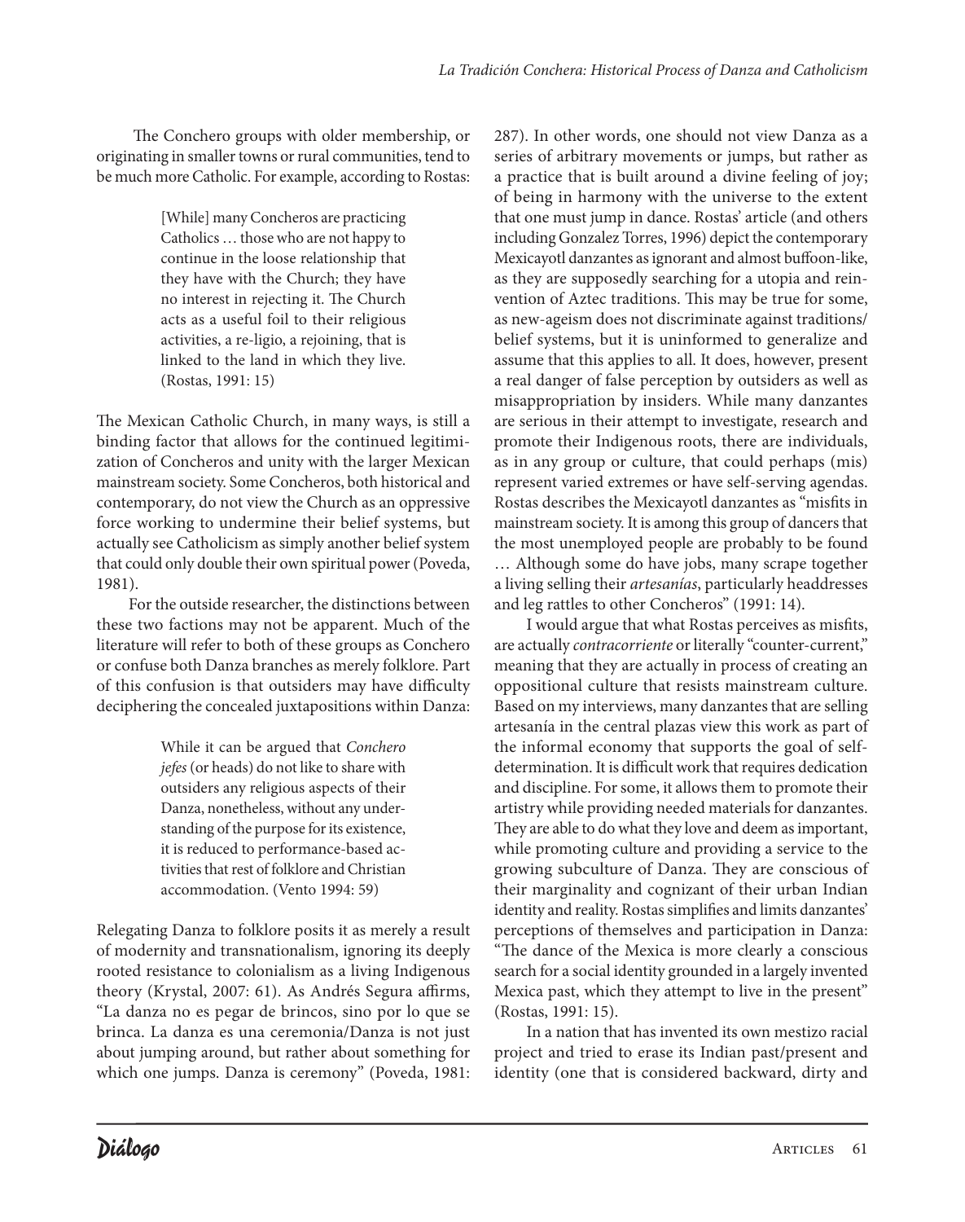The Conchero groups with older membership, or originating in smaller towns or rural communities, tend to be much more Catholic. For example, according to Rostas:

> [While] many Concheros are practicing Catholics … those who are not happy to continue in the loose relationship that they have with the Church; they have no interest in rejecting it. The Church acts as a useful foil to their religious activities, a re-ligio, a rejoining, that is linked to the land in which they live. (Rostas, 1991: 15)

The Mexican Catholic Church, in many ways, is still a binding factor that allows for the continued legitimization of Concheros and unity with the larger Mexican mainstream society. Some Concheros, both historical and contemporary, do not view the Church as an oppressive force working to undermine their belief systems, but actually see Catholicism as simply another belief system that could only double their own spiritual power (Poveda, 1981).

For the outside researcher, the distinctions between these two factions may not be apparent. Much of the literature will refer to both of these groups as Conchero or confuse both Danza branches as merely folklore. Part of this confusion is that outsiders may have difficulty deciphering the concealed juxtapositions within Danza:

> While it can be argued that *Conchero jefes* (or heads) do not like to share with outsiders any religious aspects of their Danza, nonetheless, without any understanding of the purpose for its existence, it is reduced to performance-based activities that rest of folklore and Christian accommodation. (Vento 1994: 59)

Relegating Danza to folklore posits it as merely a result of modernity and transnationalism, ignoring its deeply rooted resistance to colonialism as a living Indigenous theory (Krystal, 2007: 61). As Andrés Segura affirms, "La danza no es pegar de brincos, sino por lo que se brinca. La danza es una ceremonia/Danza is not just about jumping around, but rather about something for which one jumps. Danza is ceremony" (Poveda, 1981: 287). In other words, one should not view Danza as a series of arbitrary movements or jumps, but rather as a practice that is built around a divine feeling of joy; of being in harmony with the universe to the extent that one must jump in dance. Rostas' article (and others including Gonzalez Torres, 1996) depict the contemporary Mexicayotl danzantes as ignorant and almost buffoon-like, as they are supposedly searching for a utopia and reinvention of Aztec traditions. This may be true for some, as new-ageism does not discriminate against traditions/belief systems, but it is uninformed to generalize and assume that this applies to all. It does, however, present a real danger of false perception by outsiders as well as misappropriation by insiders. While many danzantes are serious in their attempt to investigate, research and promote their Indigenous roots, there are individuals, as in any group or culture, that could perhaps (mis) represent varied extremes or have self-serving agendas. Rostas describes the Mexicayotl danzantes as "misfits in mainstream society. It is among this group of dancers that the most unemployed people are probably to be found … Although some do have jobs, many scrape together a living selling their *artesanías*, particularly headdresses and leg rattles to other Concheros" (1991: 14).

I would argue that what Rostas perceives as misfits, are actually *contracorriente* or literally "counter-current," meaning that they are actually in process of creating an oppositional culture that resists mainstream culture. Based on my interviews, many danzantes that are selling artesanía in the central plazas view this work as part of the informal economy that supports the goal of self-determination. It is difficult work that requires dedication and discipline. For some, it allows them to promote their artistry while providing needed materials for danzantes. They are able to do what they love and deem as important, while promoting culture and providing a service to the growing subculture of Danza. They are conscious of their marginality and cognizant of their urban Indian identity and reality. Rostas simplifies and limits danzantes' perceptions of themselves and participation in Danza: "The dance of the Mexica is more clearly a conscious search for a social identity grounded in a largely invented Mexica past, which they attempt to live in the present" (Rostas, 1991: 15).

In a nation that has invented its own mestizo racial project and tried to erase its Indian past/present and identity (one that is considered backward, dirty and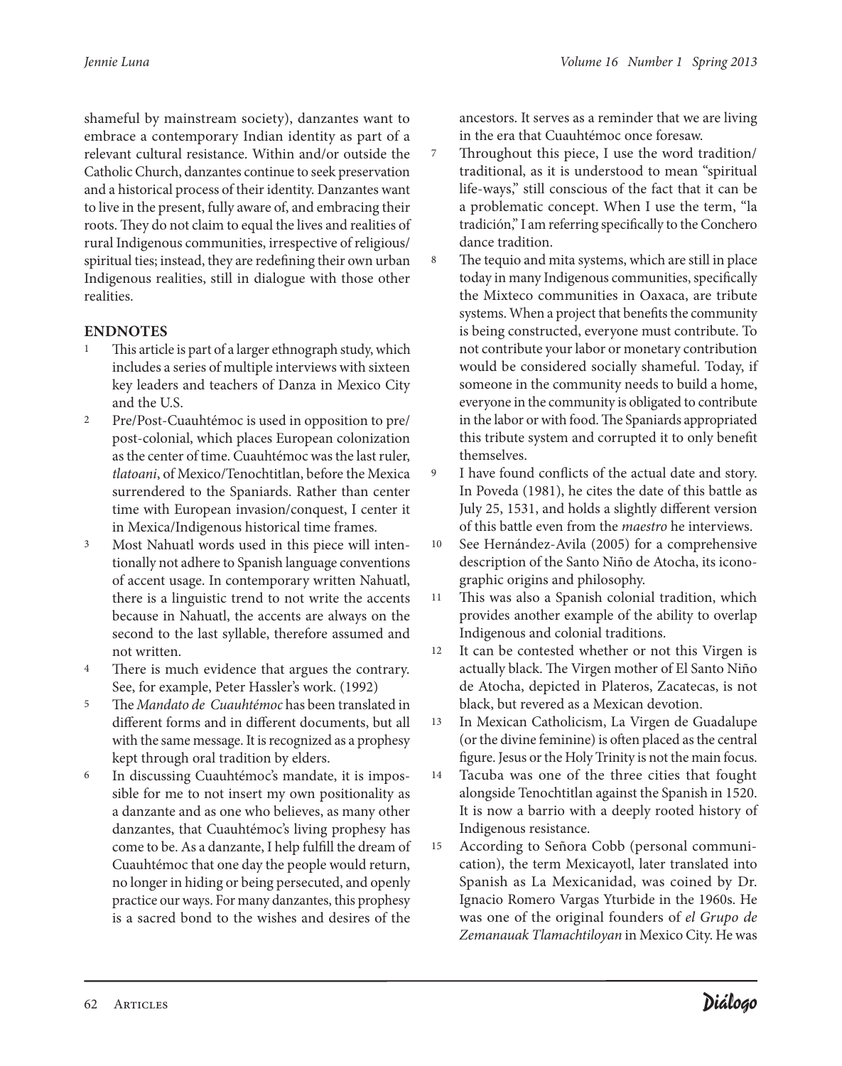shameful by mainstream society), danzantes want to embrace a contemporary Indian identity as part of a relevant cultural resistance. Within and/or outside the Catholic Church, danzantes continue to seek preservation and a historical process of their identity. Danzantes want to live in the present, fully aware of, and embracing their roots. They do not claim to equal the lives and realities of rural Indigenous communities, irrespective of religious/spiritual ties; instead, they are redefining their own urban Indigenous realities, still in dialogue with those other realities.

## ENDNOTES

1. This article is part of a larger ethnograph study, which includes a series of multiple interviews with sixteen key leaders and teachers of Danza in Mexico City and the U.S.
2. Pre/Post-Cuauhtémoc is used in opposition to pre/post-colonial, which places European colonization as the center of time. Cuauhtémoc was the last ruler, *tlatoani*, of Mexico/Tenochtitlan, before the Mexica surrendered to the Spaniards. Rather than center time with European invasion/conquest, I center it in Mexica/Indigenous historical time frames.
3. Most Nahuatl words used in this piece will intentionally not adhere to Spanish language conventions of accent usage. In contemporary written Nahuatl, there is a linguistic trend to not write the accents because in Nahuatl, the accents are always on the second to the last syllable, therefore assumed and not written.
4. There is much evidence that argues the contrary. See, for example, Peter Hassler's work. (1992)
5. The *Mandato de Cuauhtémoc* has been translated in different forms and in different documents, but all with the same message. It is recognized as a prophesy kept through oral tradition by elders.
6. In discussing Cuauhtémoc's mandate, it is impossible for me to not insert my own positionality as a danzante and as one who believes, as many other danzantes, that Cuauhtémoc's living prophesy has come to be. As a danzante, I help fulfill the dream of Cuauhtémoc that one day the people would return, no longer in hiding or being persecuted, and openly practice our ways. For many danzantes, this prophesy is a sacred bond to the wishes and desires of the ancestors. It serves as a reminder that we are living in the era that Cuauhtémoc once foresaw.
7. Throughout this piece, I use the word tradition/traditional, as it is understood to mean "spiritual life-ways," still conscious of the fact that it can be a problematic concept. When I use the term, "la tradición," I am referring specifically to the Conchero dance tradition.
8. The tequio and mita systems, which are still in place today in many Indigenous communities, specifically the Mixteco communities in Oaxaca, are tribute systems. When a project that benefits the community is being constructed, everyone must contribute. To not contribute your labor or monetary contribution would be considered socially shameful. Today, if someone in the community needs to build a home, everyone in the community is obligated to contribute in the labor or with food. The Spaniards appropriated this tribute system and corrupted it to only benefit themselves.
9. I have found conflicts of the actual date and story. In Poveda (1981), he cites the date of this battle as July 25, 1531, and holds a slightly different version of this battle even from the *maestro* he interviews.
10. See Hernández-Avila (2005) for a comprehensive description of the Santo Niño de Atocha, its iconographic origins and philosophy.
11. This was also a Spanish colonial tradition, which provides another example of the ability to overlap Indigenous and colonial traditions.
12. It can be contested whether or not this Virgen is actually black. The Virgen mother of El Santo Niño de Atocha, depicted in Plateros, Zacatecas, is not black, but revered as a Mexican devotion.
13. In Mexican Catholicism, La Virgen de Guadalupe (or the divine feminine) is often placed as the central figure. Jesus or the Holy Trinity is not the main focus.
14. Tacuba was one of the three cities that fought alongside Tenochtitlan against the Spanish in 1520. It is now a barrio with a deeply rooted history of Indigenous resistance.
15. According to Señora Cobb (personal communication), the term Mexicayotl, later translated into Spanish as La Mexicanidad, was coined by Dr. Ignacio Romero Vargas Yturbide in the 1960s. He was one of the original founders of *el Grupo de Zemanauak Tlamachtiloyan* in Mexico City. He was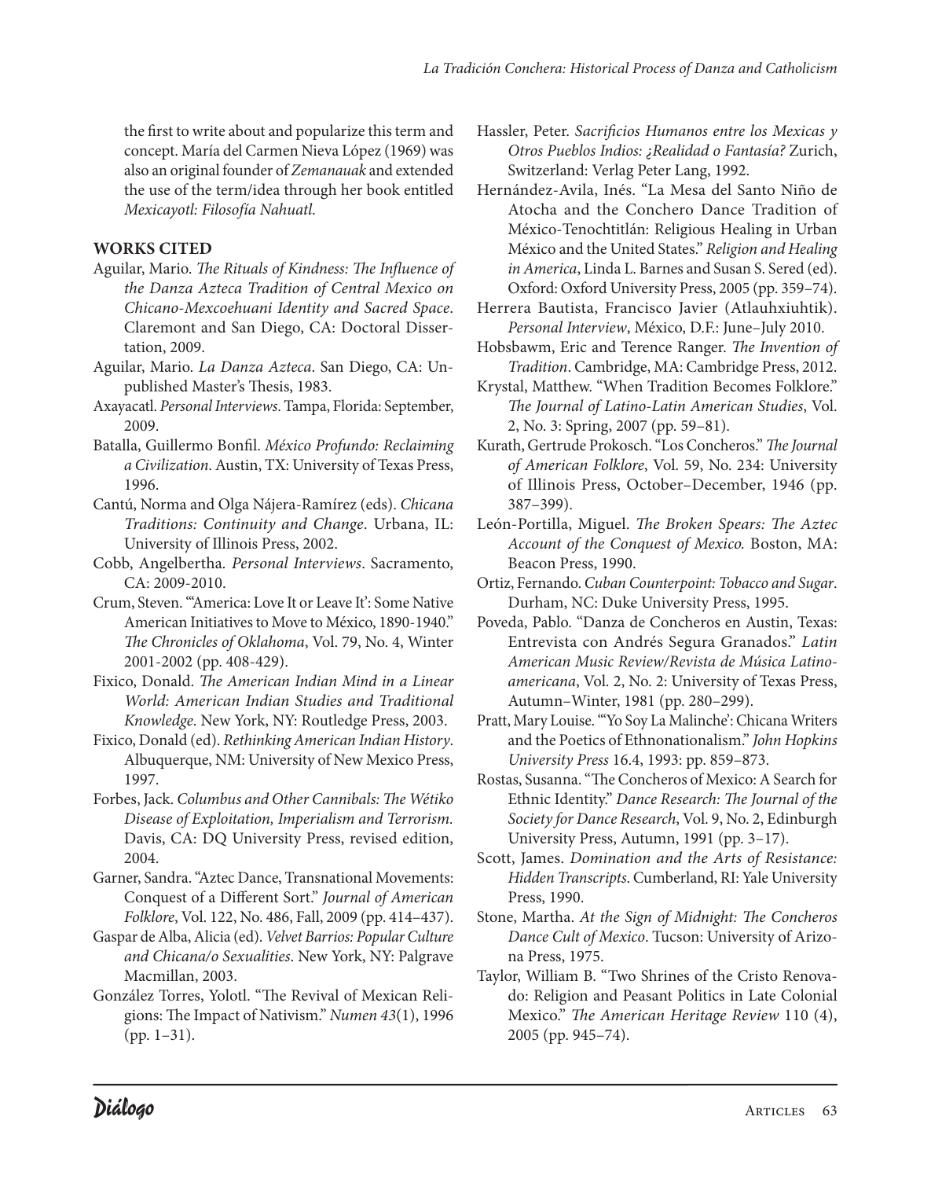the first to write about and popularize this term and concept. María del Carmen Nieva López (1969) was also an original founder of *Zemanauak* and extended the use of the term/idea through her book entitled *Mexicayotl: Filosofía Nahuatl*.

## WORKS CITED

Aguilar, Mario. *The Rituals of Kindness: The Influence of the Danza Azteca Tradition of Central Mexico on Chicano-Mexcoehuani Identity and Sacred Space*. Claremont and San Diego, CA: Doctoral Dissertation, 2009.

Aguilar, Mario. *La Danza Azteca*. San Diego, CA: Unpublished Master's Thesis, 1983.

Axayacatl. *Personal Interviews*. Tampa, Florida: September, 2009.

Batalla, Guillermo Bonfil. *México Profundo: Reclaiming a Civilization*. Austin, TX: University of Texas Press, 1996.

Cantú, Norma and Olga Nájera-Ramírez (eds). *Chicana Traditions: Continuity and Change*. Urbana, IL: University of Illinois Press, 2002.

Cobb, Angelbertha. *Personal Interviews*. Sacramento, CA: 2009-2010.

Crum, Steven. "'America: Love It or Leave It': Some Native American Initiatives to Move to México, 1890-1940." *The Chronicles of Oklahoma*, Vol. 79, No. 4, Winter 2001-2002 (pp. 408-429).

Fixico, Donald. *The American Indian Mind in a Linear World: American Indian Studies and Traditional Knowledge*. New York, NY: Routledge Press, 2003.

Fixico, Donald (ed). *Rethinking American Indian History*. Albuquerque, NM: University of New Mexico Press, 1997.

Forbes, Jack. *Columbus and Other Cannibals: The Wétiko Disease of Exploitation, Imperialism and Terrorism*. Davis, CA: DQ University Press, revised edition, 2004.

Garner, Sandra. "Aztec Dance, Transnational Movements: Conquest of a Different Sort." *Journal of American Folklore*, Vol. 122, No. 486, Fall, 2009 (pp. 414–437).

Gaspar de Alba, Alicia (ed). *Velvet Barrios: Popular Culture and Chicana/o Sexualities*. New York, NY: Palgrave Macmillan, 2003.

González Torres, Yolotl. "The Revival of Mexican Religions: The Impact of Nativism." *Numen 43*(1), 1996 (pp. 1–31).

Hassler, Peter. *Sacrificios Humanos entre los Mexicas y Otros Pueblos Indios: ¿Realidad o Fantasía?* Zurich, Switzerland: Verlag Peter Lang, 1992.

Hernández-Avila, Inés. "La Mesa del Santo Niño de Atocha and the Conchero Dance Tradition of México-Tenochtitlán: Religious Healing in Urban México and the United States." *Religion and Healing in America*, Linda L. Barnes and Susan S. Sered (ed). Oxford: Oxford University Press, 2005 (pp. 359–74).

Herrera Bautista, Francisco Javier (Atlauhxiuhtik). *Personal Interview*, México, D.F.: June–July 2010.

Hobsbawm, Eric and Terence Ranger. *The Invention of Tradition*. Cambridge, MA: Cambridge Press, 2012.

Krystal, Matthew. "When Tradition Becomes Folklore." *The Journal of Latino-Latin American Studies*, Vol. 2, No. 3: Spring, 2007 (pp. 59–81).

Kurath, Gertrude Prokosch. "Los Concheros." *The Journal of American Folklore*, Vol. 59, No. 234: University of Illinois Press, October–December, 1946 (pp. 387–399).

León-Portilla, Miguel. *The Broken Spears: The Aztec Account of the Conquest of Mexico.* Boston, MA: Beacon Press, 1990.

Ortiz, Fernando. *Cuban Counterpoint: Tobacco and Sugar*. Durham, NC: Duke University Press, 1995.

Poveda, Pablo. "Danza de Concheros en Austin, Texas: Entrevista con Andrés Segura Granados." *Latin American Music Review/Revista de Música Latinoamericana*, Vol. 2, No. 2: University of Texas Press, Autumn–Winter, 1981 (pp. 280–299).

Pratt, Mary Louise. "'Yo Soy La Malinche': Chicana Writers and the Poetics of Ethnonationalism." *John Hopkins University Press* 16.4, 1993: pp. 859–873.

Rostas, Susanna. "The Concheros of Mexico: A Search for Ethnic Identity." *Dance Research: The Journal of the Society for Dance Research*, Vol. 9, No. 2, Edinburgh University Press, Autumn, 1991 (pp. 3–17).

Scott, James. *Domination and the Arts of Resistance: Hidden Transcripts*. Cumberland, RI: Yale University Press, 1990.

Stone, Martha. *At the Sign of Midnight: The Concheros Dance Cult of Mexico*. Tucson: University of Arizona Press, 1975.

Taylor, William B. "Two Shrines of the Cristo Renovado: Religion and Peasant Politics in Late Colonial Mexico." *The American Heritage Review* 110 (4), 2005 (pp. 945–74).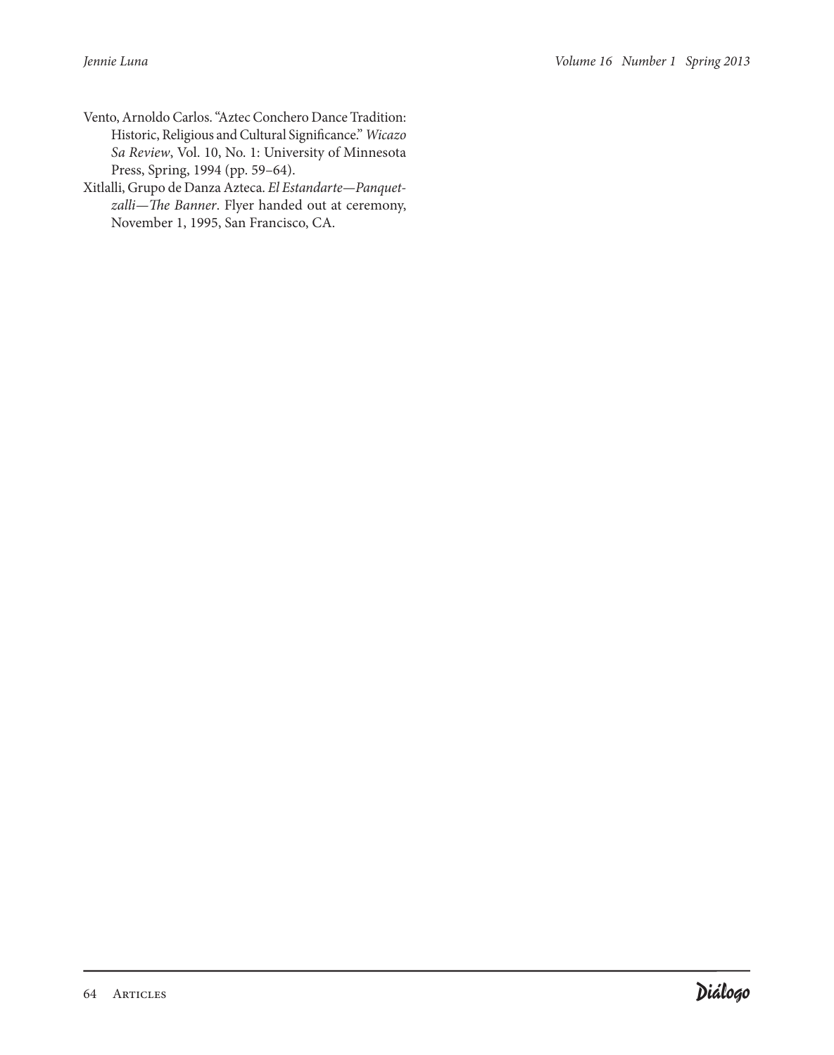Vento, Arnoldo Carlos. "Aztec Conchero Dance Tradition: Historic, Religious and Cultural Significance." *Wicazo Sa Review*, Vol. 10, No. 1: University of Minnesota Press, Spring, 1994 (pp. 59–64).

Xitlalli, Grupo de Danza Azteca. *El Estandarte—Panquetzalli—The Banner*. Flyer handed out at ceremony, November 1, 1995, San Francisco, CA.